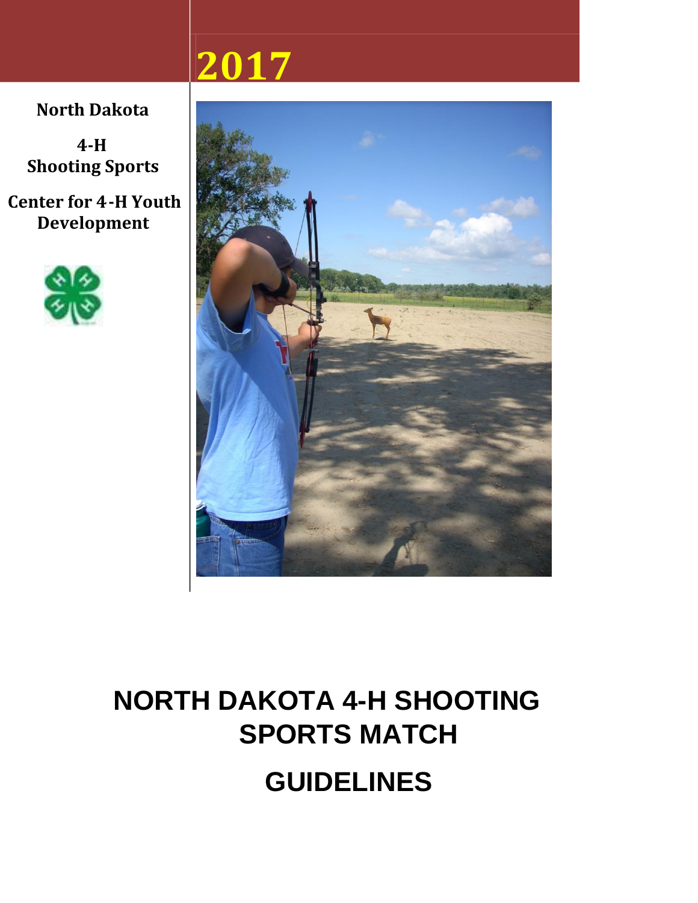# 2017

**North Dakota**

**4-H Shooting Sports**

**Center for 4-H Youth Development**

# NORTH DAKOTA 4-H SHOOTING SPORTS MATCH

# GUIDELINES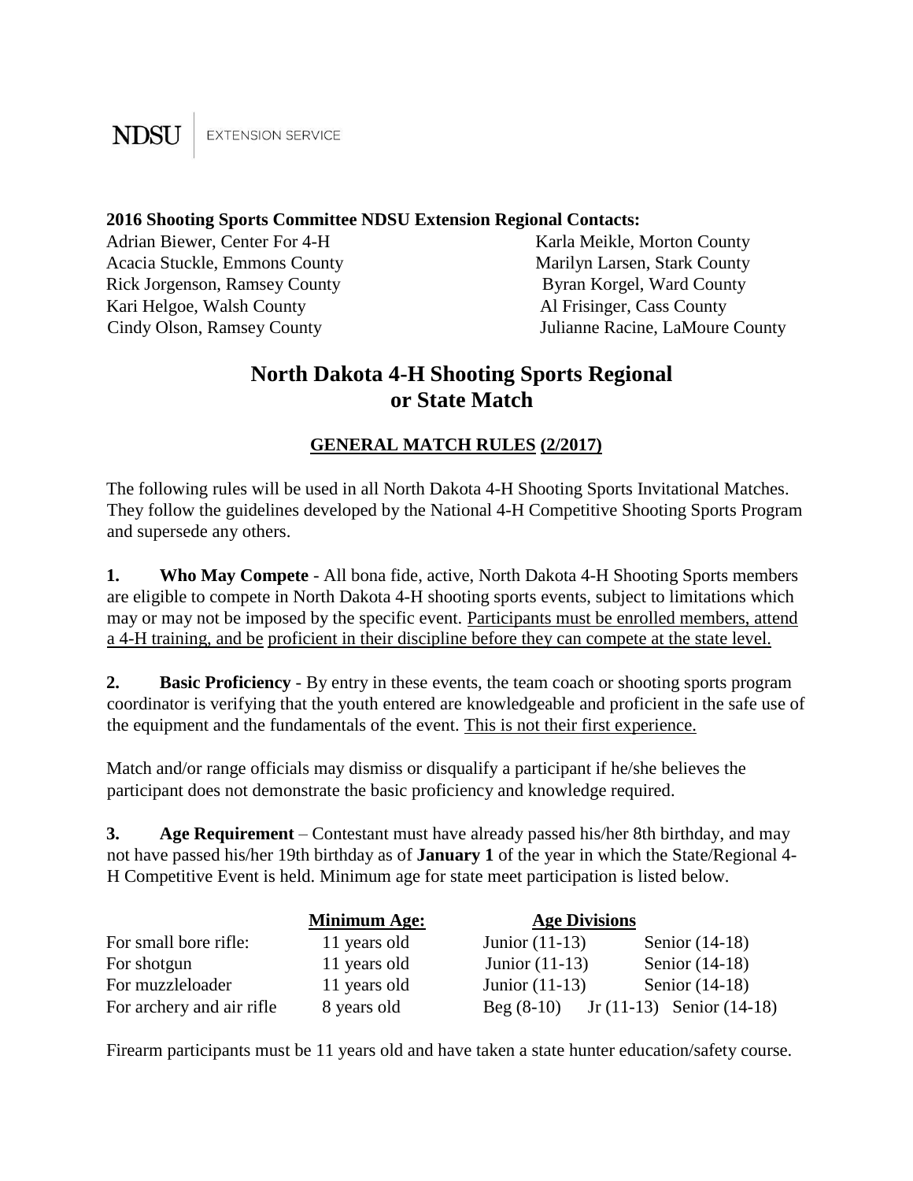NDSU | EXTENSION SERVICE

**2016 Shooting Sports Committee NDSU Extension Regional Contacts:**

Adrian Biewer, Center For 4-H
Acacia Stuckle, Emmons County
Rick Jorgenson, Ramsey County
Kari Helgoe, Walsh County
Cindy Olson, Ramsey County
Karla Meikle, Morton County
Marilyn Larsen, Stark County
Byran Korgel, Ward County
Al Frisinger, Cass County
Julianne Racine, LaMoure County

# North Dakota 4-H Shooting Sports Regional or State Match

## GENERAL MATCH RULES (2/2017)

The following rules will be used in all North Dakota 4-H Shooting Sports Invitational Matches. They follow the guidelines developed by the National 4-H Competitive Shooting Sports Program and supersede any others.

**1. Who May Compete** - All bona fide, active, North Dakota 4-H Shooting Sports members are eligible to compete in North Dakota 4-H shooting sports events, subject to limitations which may or may not be imposed by the specific event. Participants must be enrolled members, attend a 4-H training, and be proficient in their discipline before they can compete at the state level.

**2. Basic Proficiency** - By entry in these events, the team coach or shooting sports program coordinator is verifying that the youth entered are knowledgeable and proficient in the safe use of the equipment and the fundamentals of the event. This is not their first experience.

Match and/or range officials may dismiss or disqualify a participant if he/she believes the participant does not demonstrate the basic proficiency and knowledge required.

**3. Age Requirement** – Contestant must have already passed his/her 8th birthday, and may not have passed his/her 19th birthday as of **January 1** of the year in which the State/Regional 4-H Competitive Event is held. Minimum age for state meet participation is listed below.

| | Minimum Age: | Age Divisions | | |
|---|---|---|---|---|
| For small bore rifle: | 11 years old | Junior (11-13) | | Senior (14-18) |
| For shotgun | 11 years old | Junior (11-13) | | Senior (14-18) |
| For muzzleloader | 11 years old | Junior (11-13) | | Senior (14-18) |
| For archery and air rifle | 8 years old | Beg (8-10) | Jr (11-13) | Senior (14-18) |

Firearm participants must be 11 years old and have taken a state hunter education/safety course.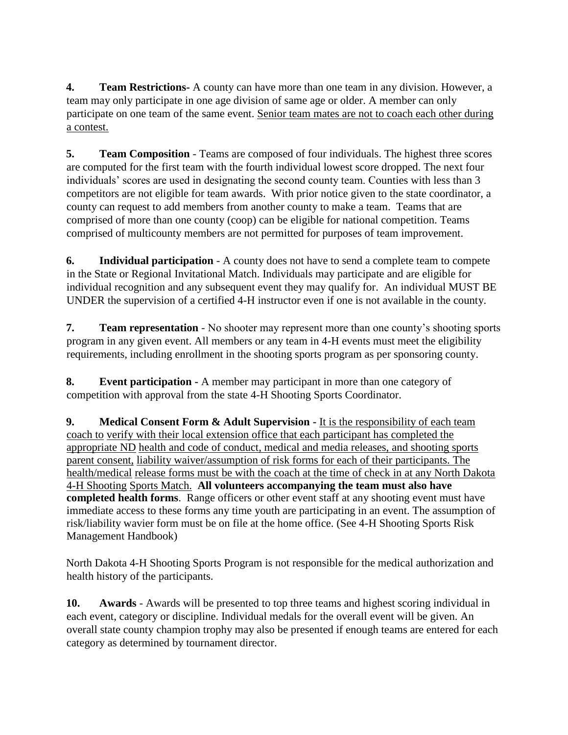**4. Team Restrictions-** A county can have more than one team in any division. However, a team may only participate in one age division of same age or older. A member can only participate on one team of the same event. Senior team mates are not to coach each other during a contest.

**5. Team Composition** - Teams are composed of four individuals. The highest three scores are computed for the first team with the fourth individual lowest score dropped. The next four individuals' scores are used in designating the second county team. Counties with less than 3 competitors are not eligible for team awards. With prior notice given to the state coordinator, a county can request to add members from another county to make a team. Teams that are comprised of more than one county (coop) can be eligible for national competition. Teams comprised of multicounty members are not permitted for purposes of team improvement.

**6. Individual participation** - A county does not have to send a complete team to compete in the State or Regional Invitational Match. Individuals may participate and are eligible for individual recognition and any subsequent event they may qualify for. An individual MUST BE UNDER the supervision of a certified 4-H instructor even if one is not available in the county.

**7. Team representation** - No shooter may represent more than one county's shooting sports program in any given event. All members or any team in 4-H events must meet the eligibility requirements, including enrollment in the shooting sports program as per sponsoring county.

**8. Event participation -** A member may participant in more than one category of competition with approval from the state 4-H Shooting Sports Coordinator.

**9. Medical Consent Form & Adult Supervision -** It is the responsibility of each team coach to verify with their local extension office that each participant has completed the appropriate ND health and code of conduct, medical and media releases, and shooting sports parent consent, liability waiver/assumption of risk forms for each of their participants. The health/medical release forms must be with the coach at the time of check in at any North Dakota 4-H Shooting Sports Match. **All volunteers accompanying the team must also have completed health forms**. Range officers or other event staff at any shooting event must have immediate access to these forms any time youth are participating in an event. The assumption of risk/liability wavier form must be on file at the home office. (See 4-H Shooting Sports Risk Management Handbook)

North Dakota 4-H Shooting Sports Program is not responsible for the medical authorization and health history of the participants.

**10. Awards** - Awards will be presented to top three teams and highest scoring individual in each event, category or discipline. Individual medals for the overall event will be given. An overall state county champion trophy may also be presented if enough teams are entered for each category as determined by tournament director.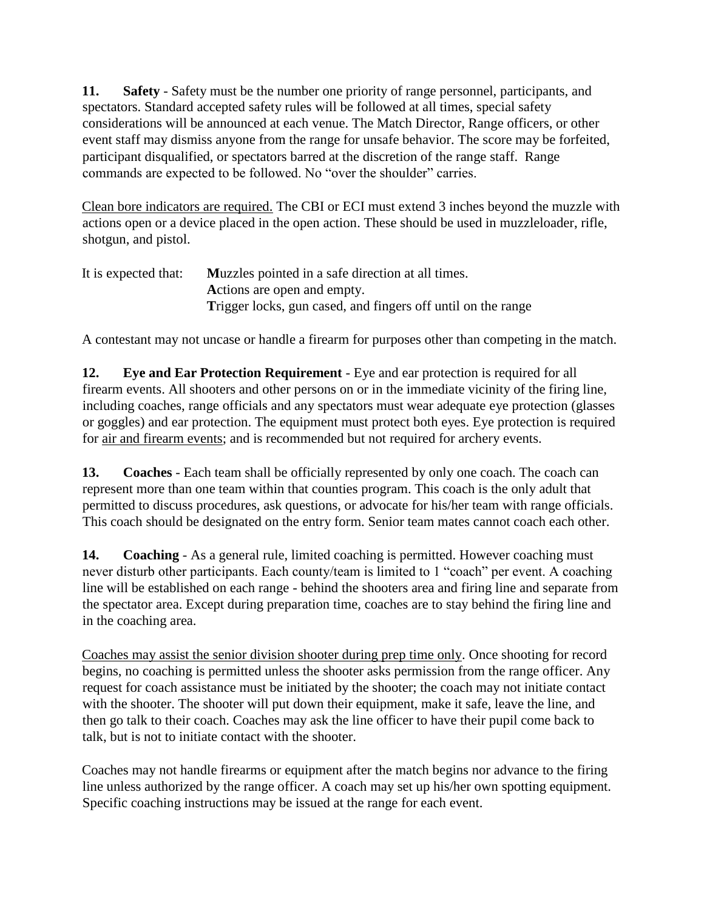**11. Safety** - Safety must be the number one priority of range personnel, participants, and spectators. Standard accepted safety rules will be followed at all times, special safety considerations will be announced at each venue. The Match Director, Range officers, or other event staff may dismiss anyone from the range for unsafe behavior. The score may be forfeited, participant disqualified, or spectators barred at the discretion of the range staff. Range commands are expected to be followed. No "over the shoulder" carries.

Clean bore indicators are required. The CBI or ECI must extend 3 inches beyond the muzzle with actions open or a device placed in the open action. These should be used in muzzleloader, rifle, shotgun, and pistol.

It is expected that:
**M**uzzles pointed in a safe direction at all times.
**A**ctions are open and empty.
**T**rigger locks, gun cased, and fingers off until on the range

A contestant may not uncase or handle a firearm for purposes other than competing in the match.

**12. Eye and Ear Protection Requirement** - Eye and ear protection is required for all firearm events. All shooters and other persons on or in the immediate vicinity of the firing line, including coaches, range officials and any spectators must wear adequate eye protection (glasses or goggles) and ear protection. The equipment must protect both eyes. Eye protection is required for air and firearm events; and is recommended but not required for archery events.

**13. Coaches** - Each team shall be officially represented by only one coach. The coach can represent more than one team within that counties program. This coach is the only adult that permitted to discuss procedures, ask questions, or advocate for his/her team with range officials. This coach should be designated on the entry form. Senior team mates cannot coach each other.

**14. Coaching** - As a general rule, limited coaching is permitted. However coaching must never disturb other participants. Each county/team is limited to 1 "coach" per event. A coaching line will be established on each range - behind the shooters area and firing line and separate from the spectator area. Except during preparation time, coaches are to stay behind the firing line and in the coaching area.

Coaches may assist the senior division shooter during prep time only. Once shooting for record begins, no coaching is permitted unless the shooter asks permission from the range officer. Any request for coach assistance must be initiated by the shooter; the coach may not initiate contact with the shooter. The shooter will put down their equipment, make it safe, leave the line, and then go talk to their coach. Coaches may ask the line officer to have their pupil come back to talk, but is not to initiate contact with the shooter.

Coaches may not handle firearms or equipment after the match begins nor advance to the firing line unless authorized by the range officer. A coach may set up his/her own spotting equipment. Specific coaching instructions may be issued at the range for each event.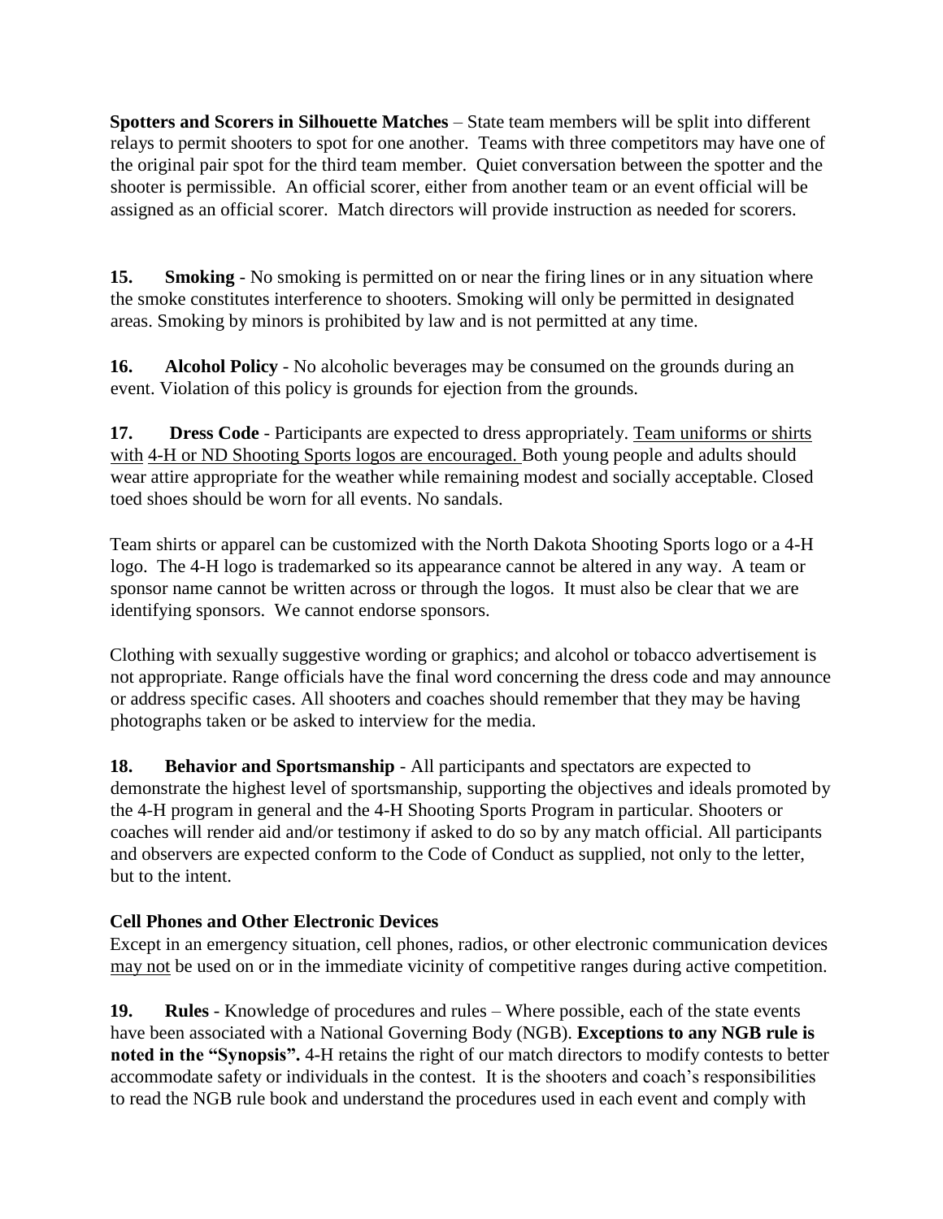**Spotters and Scorers in Silhouette Matches** – State team members will be split into different relays to permit shooters to spot for one another. Teams with three competitors may have one of the original pair spot for the third team member. Quiet conversation between the spotter and the shooter is permissible. An official scorer, either from another team or an event official will be assigned as an official scorer. Match directors will provide instruction as needed for scorers.

**15. Smoking** - No smoking is permitted on or near the firing lines or in any situation where the smoke constitutes interference to shooters. Smoking will only be permitted in designated areas. Smoking by minors is prohibited by law and is not permitted at any time.

**16. Alcohol Policy** - No alcoholic beverages may be consumed on the grounds during an event. Violation of this policy is grounds for ejection from the grounds.

**17. Dress Code** - Participants are expected to dress appropriately. Team uniforms or shirts with 4-H or ND Shooting Sports logos are encouraged. Both young people and adults should wear attire appropriate for the weather while remaining modest and socially acceptable. Closed toed shoes should be worn for all events. No sandals.

Team shirts or apparel can be customized with the North Dakota Shooting Sports logo or a 4-H logo. The 4-H logo is trademarked so its appearance cannot be altered in any way. A team or sponsor name cannot be written across or through the logos. It must also be clear that we are identifying sponsors. We cannot endorse sponsors.

Clothing with sexually suggestive wording or graphics; and alcohol or tobacco advertisement is not appropriate. Range officials have the final word concerning the dress code and may announce or address specific cases. All shooters and coaches should remember that they may be having photographs taken or be asked to interview for the media.

**18. Behavior and Sportsmanship** - All participants and spectators are expected to demonstrate the highest level of sportsmanship, supporting the objectives and ideals promoted by the 4-H program in general and the 4-H Shooting Sports Program in particular. Shooters or coaches will render aid and/or testimony if asked to do so by any match official. All participants and observers are expected conform to the Code of Conduct as supplied, not only to the letter, but to the intent.

**Cell Phones and Other Electronic Devices**

Except in an emergency situation, cell phones, radios, or other electronic communication devices may not be used on or in the immediate vicinity of competitive ranges during active competition.

**19. Rules** - Knowledge of procedures and rules – Where possible, each of the state events have been associated with a National Governing Body (NGB). **Exceptions to any NGB rule is noted in the "Synopsis".** 4-H retains the right of our match directors to modify contests to better accommodate safety or individuals in the contest. It is the shooters and coach's responsibilities to read the NGB rule book and understand the procedures used in each event and comply with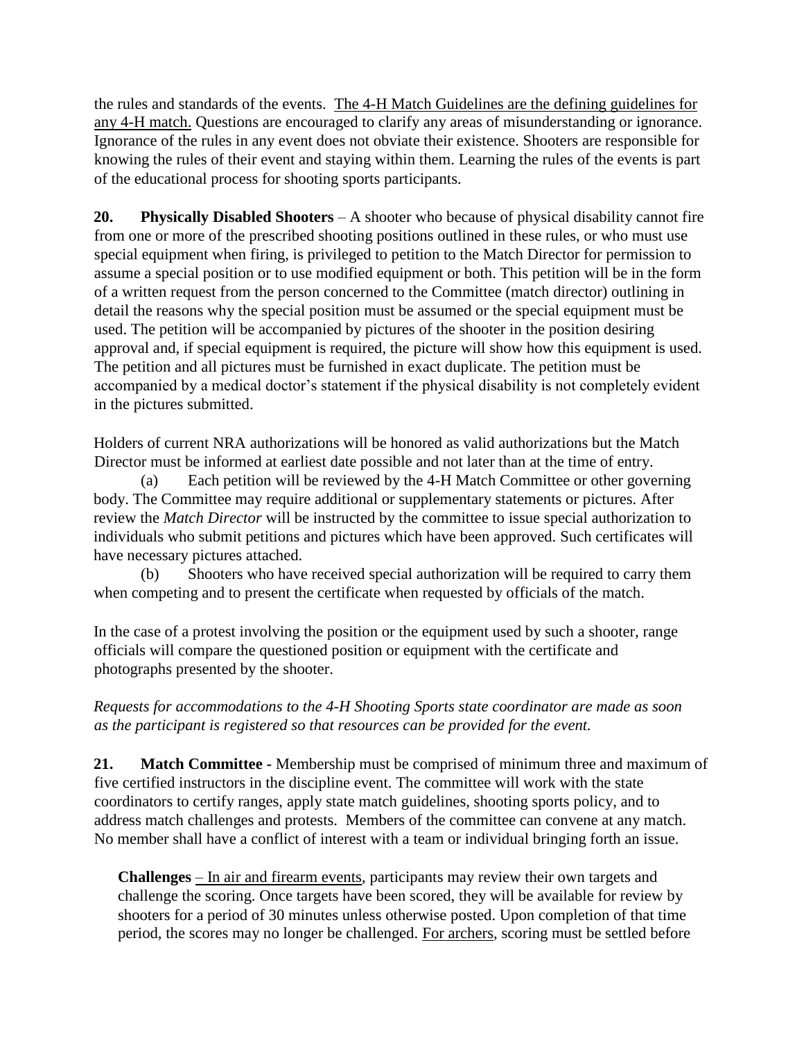the rules and standards of the events. <u>The 4-H Match Guidelines are the defining guidelines for any 4-H match.</u> Questions are encouraged to clarify any areas of misunderstanding or ignorance. Ignorance of the rules in any event does not obviate their existence. Shooters are responsible for knowing the rules of their event and staying within them. Learning the rules of the events is part of the educational process for shooting sports participants.

**20. Physically Disabled Shooters** – A shooter who because of physical disability cannot fire from one or more of the prescribed shooting positions outlined in these rules, or who must use special equipment when firing, is privileged to petition to the Match Director for permission to assume a special position or to use modified equipment or both. This petition will be in the form of a written request from the person concerned to the Committee (match director) outlining in detail the reasons why the special position must be assumed or the special equipment must be used. The petition will be accompanied by pictures of the shooter in the position desiring approval and, if special equipment is required, the picture will show how this equipment is used. The petition and all pictures must be furnished in exact duplicate. The petition must be accompanied by a medical doctor's statement if the physical disability is not completely evident in the pictures submitted.

Holders of current NRA authorizations will be honored as valid authorizations but the Match Director must be informed at earliest date possible and not later than at the time of entry.

(a) Each petition will be reviewed by the 4-H Match Committee or other governing body. The Committee may require additional or supplementary statements or pictures. After review the *Match Director* will be instructed by the committee to issue special authorization to individuals who submit petitions and pictures which have been approved. Such certificates will have necessary pictures attached.

(b) Shooters who have received special authorization will be required to carry them when competing and to present the certificate when requested by officials of the match.

In the case of a protest involving the position or the equipment used by such a shooter, range officials will compare the questioned position or equipment with the certificate and photographs presented by the shooter.

*Requests for accommodations to the 4-H Shooting Sports state coordinator are made as soon as the participant is registered so that resources can be provided for the event.*

**21. Match Committee -** Membership must be comprised of minimum three and maximum of five certified instructors in the discipline event. The committee will work with the state coordinators to certify ranges, apply state match guidelines, shooting sports policy, and to address match challenges and protests. Members of the committee can convene at any match. No member shall have a conflict of interest with a team or individual bringing forth an issue.

**Challenges** – <u>In air and firearm events</u>, participants may review their own targets and challenge the scoring. Once targets have been scored, they will be available for review by shooters for a period of 30 minutes unless otherwise posted. Upon completion of that time period, the scores may no longer be challenged. <u>For archers</u>, scoring must be settled before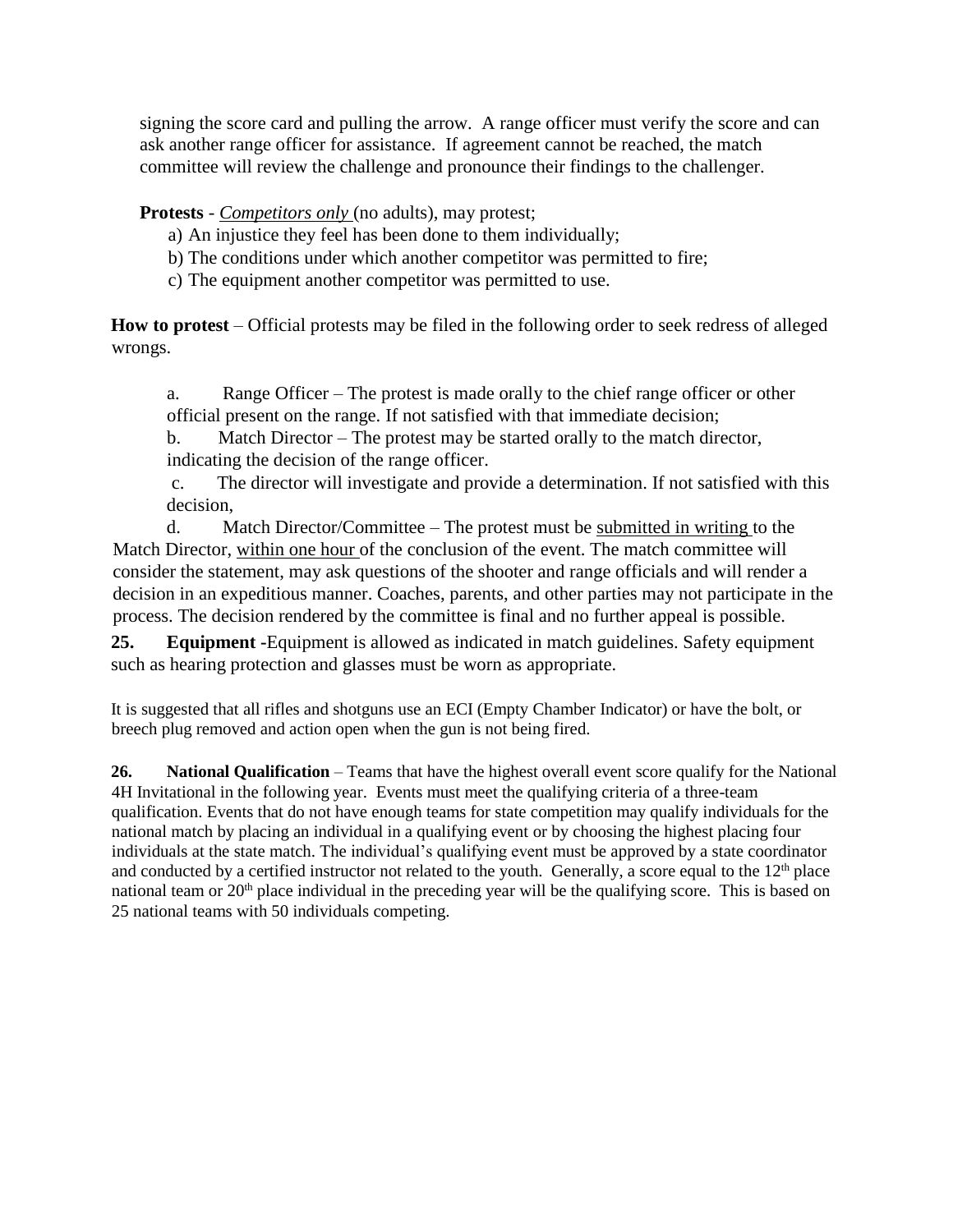signing the score card and pulling the arrow. A range officer must verify the score and can ask another range officer for assistance. If agreement cannot be reached, the match committee will review the challenge and pronounce their findings to the challenger.

**Protests** - *Competitors only* (no adults), may protest;

a) An injustice they feel has been done to them individually;
b) The conditions under which another competitor was permitted to fire;
c) The equipment another competitor was permitted to use.

**How to protest** – Official protests may be filed in the following order to seek redress of alleged wrongs.

a. Range Officer – The protest is made orally to the chief range officer or other official present on the range. If not satisfied with that immediate decision;

b. Match Director – The protest may be started orally to the match director, indicating the decision of the range officer.

c. The director will investigate and provide a determination. If not satisfied with this decision,

d. Match Director/Committee – The protest must be submitted in writing to the Match Director, within one hour of the conclusion of the event. The match committee will consider the statement, may ask questions of the shooter and range officials and will render a decision in an expeditious manner. Coaches, parents, and other parties may not participate in the process. The decision rendered by the committee is final and no further appeal is possible.

**25. Equipment -** Equipment is allowed as indicated in match guidelines. Safety equipment such as hearing protection and glasses must be worn as appropriate.

It is suggested that all rifles and shotguns use an ECI (Empty Chamber Indicator) or have the bolt, or breech plug removed and action open when the gun is not being fired.

**26. National Qualification** – Teams that have the highest overall event score qualify for the National 4H Invitational in the following year. Events must meet the qualifying criteria of a three-team qualification. Events that do not have enough teams for state competition may qualify individuals for the national match by placing an individual in a qualifying event or by choosing the highest placing four individuals at the state match. The individual's qualifying event must be approved by a state coordinator and conducted by a certified instructor not related to the youth. Generally, a score equal to the 12th place national team or 20th place individual in the preceding year will be the qualifying score. This is based on 25 national teams with 50 individuals competing.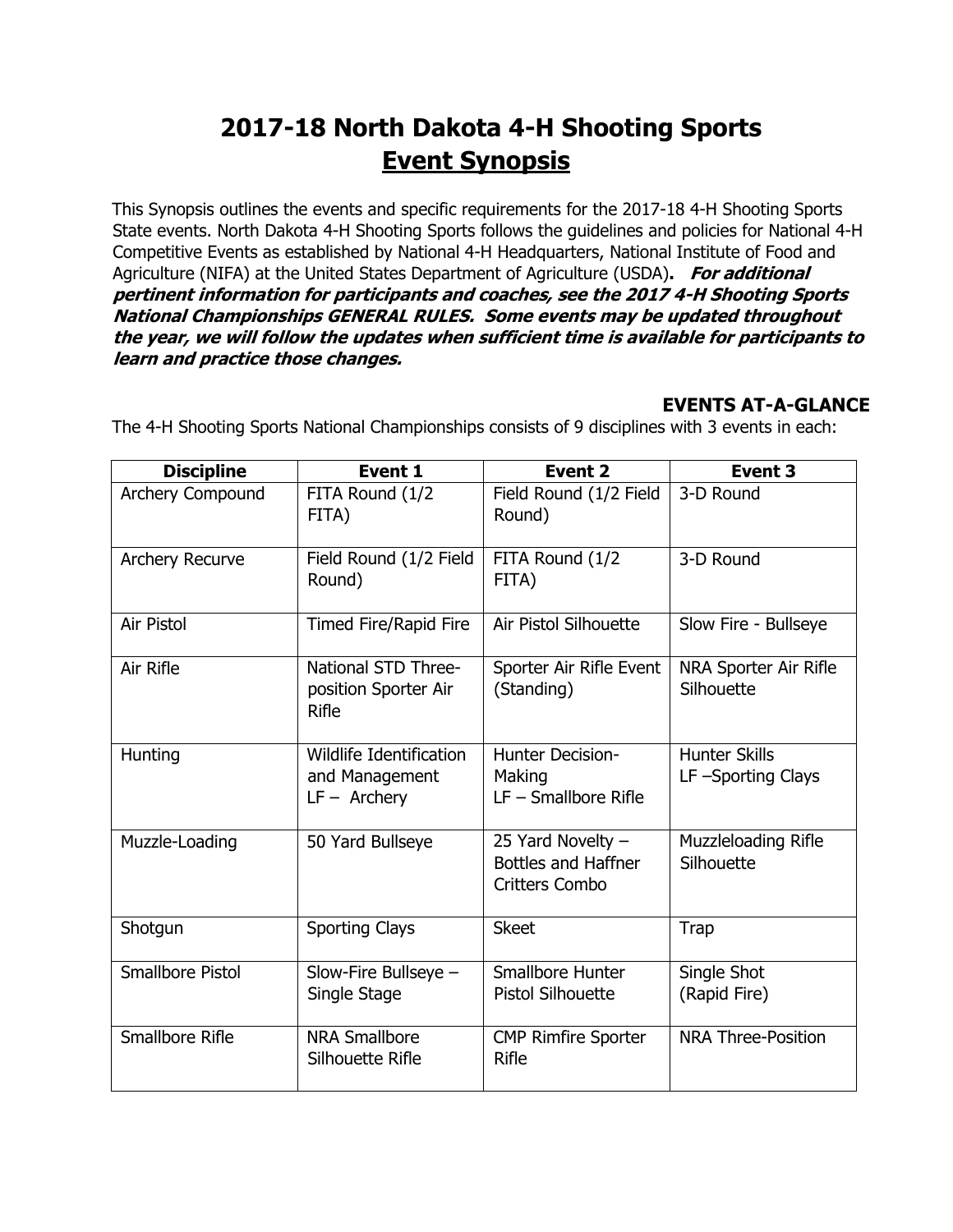# 2017-18 North Dakota 4-H Shooting Sports

## <u>Event Synopsis</u>

This Synopsis outlines the events and specific requirements for the 2017-18 4-H Shooting Sports State events. North Dakota 4-H Shooting Sports follows the guidelines and policies for National 4-H Competitive Events as established by National 4-H Headquarters, National Institute of Food and Agriculture (NIFA) at the United States Department of Agriculture (USDA)**.** ***For additional pertinent information for participants and coaches, see the 2017 4-H Shooting Sports National Championships GENERAL RULES. Some events may be updated throughout the year, we will follow the updates when sufficient time is available for participants to learn and practice those changes.***

### EVENTS AT-A-GLANCE

The 4-H Shooting Sports National Championships consists of 9 disciplines with 3 events in each:

| Discipline | Event 1 | Event 2 | Event 3 |
|---|---|---|---|
| Archery Compound | FITA Round (1/2 FITA) | Field Round (1/2 Field Round) | 3-D Round |
| Archery Recurve | Field Round (1/2 Field Round) | FITA Round (1/2 FITA) | 3-D Round |
| Air Pistol | Timed Fire/Rapid Fire | Air Pistol Silhouette | Slow Fire - Bullseye |
| Air Rifle | National STD Three-position Sporter Air Rifle | Sporter Air Rifle Event (Standing) | NRA Sporter Air Rifle Silhouette |
| Hunting | Wildlife Identification and Management LF – Archery | Hunter Decision-Making LF – Smallbore Rifle | Hunter Skills LF –Sporting Clays |
| Muzzle-Loading | 50 Yard Bullseye | 25 Yard Novelty – Bottles and Haffner Critters Combo | Muzzleloading Rifle Silhouette |
| Shotgun | Sporting Clays | Skeet | Trap |
| Smallbore Pistol | Slow-Fire Bullseye – Single Stage | Smallbore Hunter Pistol Silhouette | Single Shot (Rapid Fire) |
| Smallbore Rifle | NRA Smallbore Silhouette Rifle | CMP Rimfire Sporter Rifle | NRA Three-Position |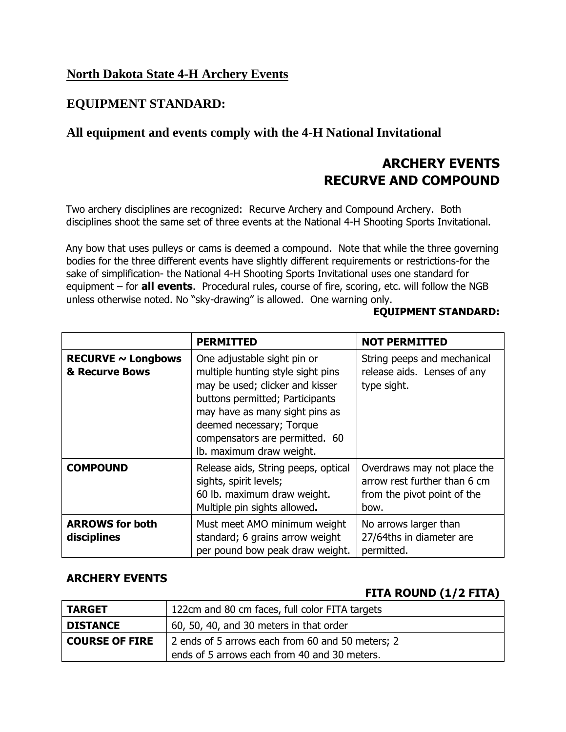## North Dakota State 4-H Archery Events

## EQUIPMENT STANDARD:

## All equipment and events comply with the 4-H National Invitational

# ARCHERY EVENTS RECURVE AND COMPOUND

Two archery disciplines are recognized: Recurve Archery and Compound Archery. Both disciplines shoot the same set of three events at the National 4-H Shooting Sports Invitational.

Any bow that uses pulleys or cams is deemed a compound. Note that while the three governing bodies for the three different events have slightly different requirements or restrictions-for the sake of simplification- the National 4-H Shooting Sports Invitational uses one standard for equipment – for **all events**. Procedural rules, course of fire, scoring, etc. will follow the NGB unless otherwise noted. No "sky-drawing" is allowed. One warning only.

**EQUIPMENT STANDARD:**

| | **PERMITTED** | **NOT PERMITTED** |
|---|---|---|
| **RECURVE ~ Longbows & Recurve Bows** | One adjustable sight pin or multiple hunting style sight pins may be used; clicker and kisser buttons permitted; Participants may have as many sight pins as deemed necessary; Torque compensators are permitted. 60 lb. maximum draw weight. | String peeps and mechanical release aids. Lenses of any type sight. |
| **COMPOUND** | Release aids, String peeps, optical sights, spirit levels; 60 lb. maximum draw weight. Multiple pin sights allowed. | Overdraws may not place the arrow rest further than 6 cm from the pivot point of the bow. |
| **ARROWS for both disciplines** | Must meet AMO minimum weight standard; 6 grains arrow weight per pound bow peak draw weight. | No arrows larger than 27/64ths in diameter are permitted. |

### ARCHERY EVENTS

**FITA ROUND (1/2 FITA)**

| **TARGET** | 122cm and 80 cm faces, full color FITA targets |
|---|---|
| **DISTANCE** | 60, 50, 40, and 30 meters in that order |
| **COURSE OF FIRE** | 2 ends of 5 arrows each from 60 and 50 meters; 2 ends of 5 arrows each from 40 and 30 meters. |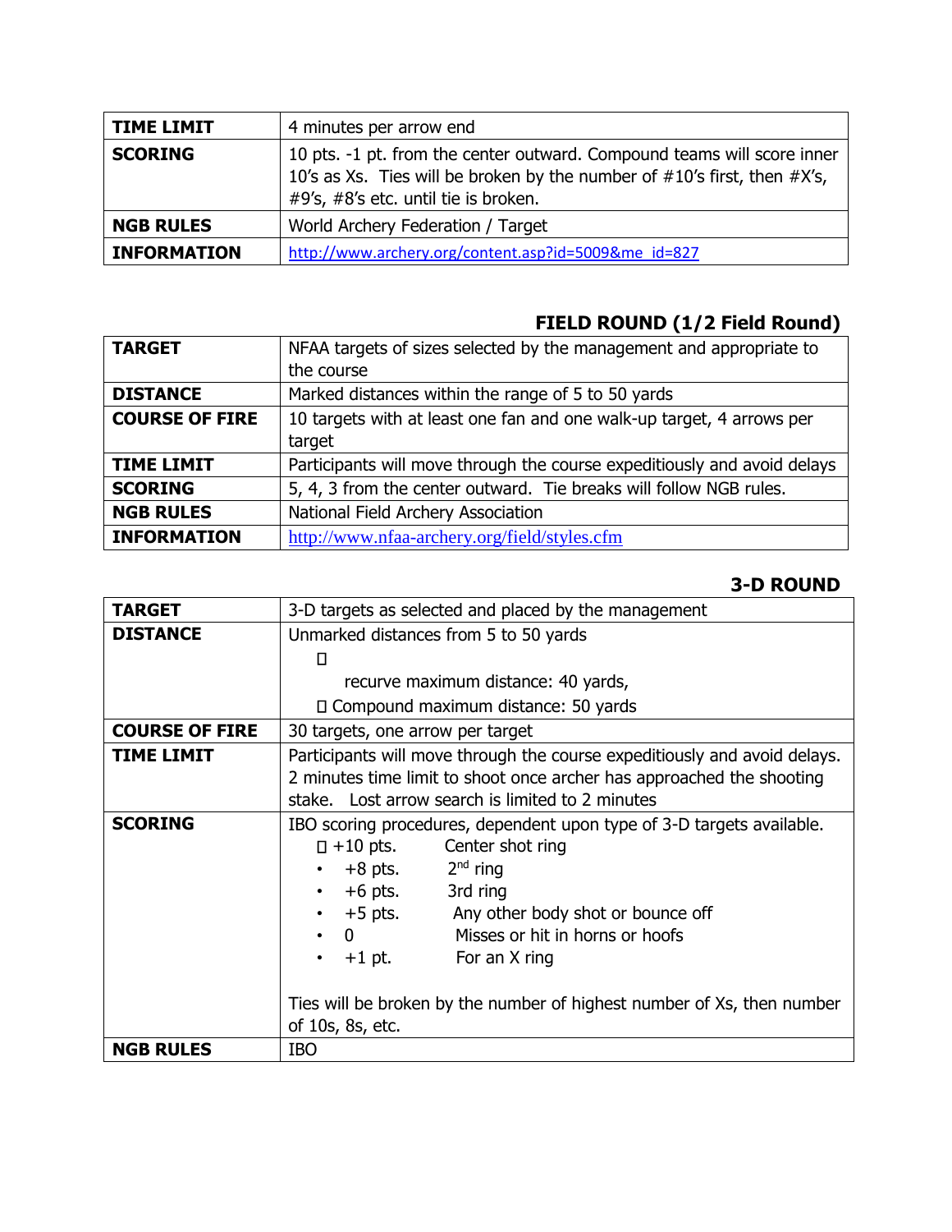| TIME LIMIT | 4 minutes per arrow end |
|---|---|
| SCORING | 10 pts. -1 pt. from the center outward. Compound teams will score inner 10's as Xs. Ties will be broken by the number of #10's first, then #X's, #9's, #8's etc. until tie is broken. |
| NGB RULES | World Archery Federation / Target |
| INFORMATION | http://www.archery.org/content.asp?id=5009&me_id=827 |

## FIELD ROUND (1/2 Field Round)

| TARGET | NFAA targets of sizes selected by the management and appropriate to the course |
|---|---|
| DISTANCE | Marked distances within the range of 5 to 50 yards |
| COURSE OF FIRE | 10 targets with at least one fan and one walk-up target, 4 arrows per target |
| TIME LIMIT | Participants will move through the course expeditiously and avoid delays |
| SCORING | 5, 4, 3 from the center outward. Tie breaks will follow NGB rules. |
| NGB RULES | National Field Archery Association |
| INFORMATION | http://www.nfaa-archery.org/field/styles.cfm |

## 3-D ROUND

| TARGET | 3-D targets as selected and placed by the management |
|---|---|
| DISTANCE | Unmarked distances from 5 to 50 yards<br>- recurve maximum distance: 40 yards,<br>- Compound maximum distance: 50 yards |
| COURSE OF FIRE | 30 targets, one arrow per target |
| TIME LIMIT | Participants will move through the course expeditiously and avoid delays. 2 minutes time limit to shoot once archer has approached the shooting stake. Lost arrow search is limited to 2 minutes |
| SCORING | IBO scoring procedures, dependent upon type of 3-D targets available.<br>- +10 pts. Center shot ring<br>- +8 pts. 2nd ring<br>- +6 pts. 3rd ring<br>- +5 pts. Any other body shot or bounce off<br>- 0 Misses or hit in horns or hoofs<br>- +1 pt. For an X ring<br><br>Ties will be broken by the number of highest number of Xs, then number of 10s, 8s, etc. |
| NGB RULES | IBO |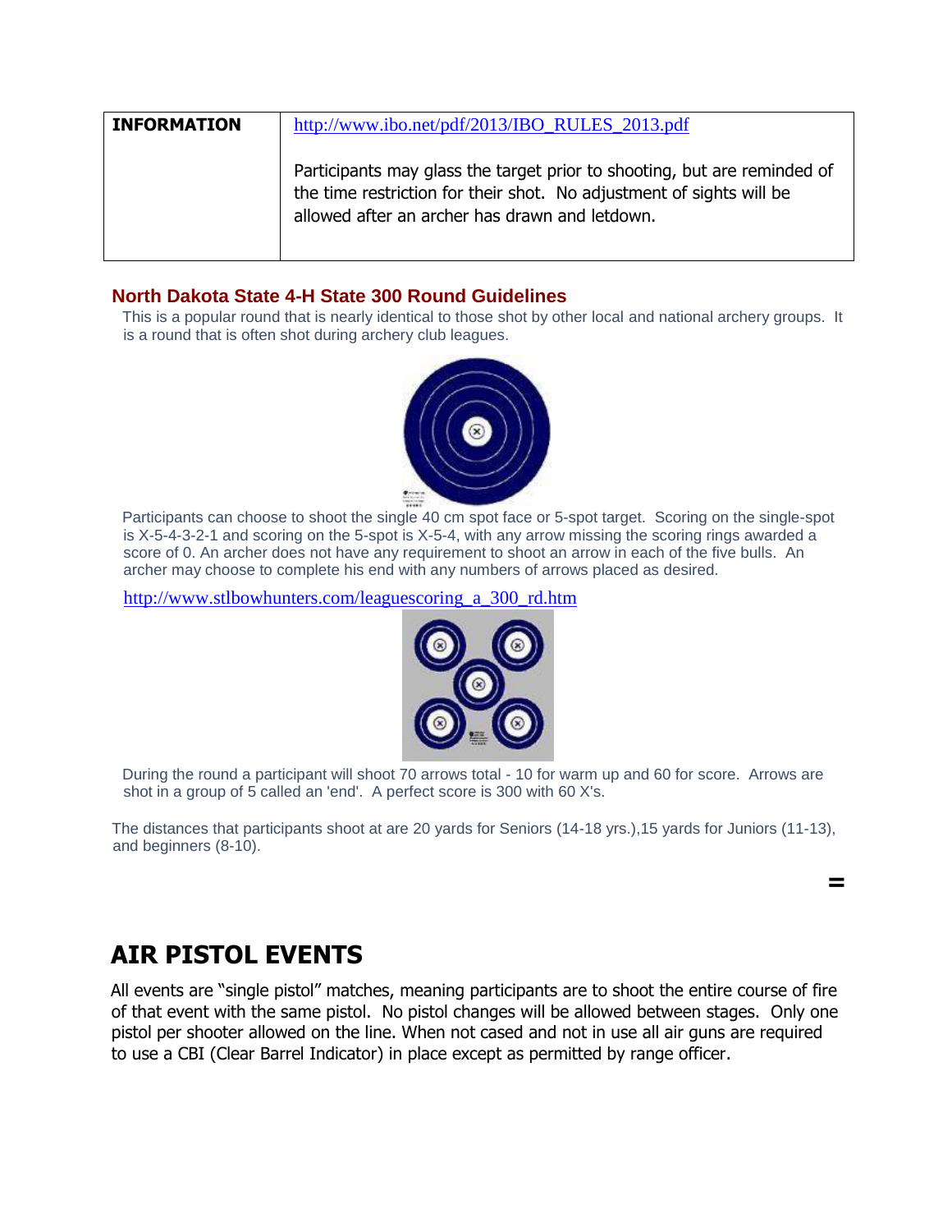| INFORMATION | http://www.ibo.net/pdf/2013/IBO_RULES_2013.pdf<br><br>Participants may glass the target prior to shooting, but are reminded of the time restriction for their shot. No adjustment of sights will be allowed after an archer has drawn and letdown. |
| --- | --- |

## North Dakota State 4-H State 300 Round Guidelines

This is a popular round that is nearly identical to those shot by other local and national archery groups. It is a round that is often shot during archery club leagues.

Participants can choose to shoot the single 40 cm spot face or 5-spot target. Scoring on the single-spot is X-5-4-3-2-1 and scoring on the 5-spot is X-5-4, with any arrow missing the scoring rings awarded a score of 0. An archer does not have any requirement to shoot an arrow in each of the five bulls. An archer may choose to complete his end with any numbers of arrows placed as desired.

http://www.stlbowhunters.com/leaguescoring_a_300_rd.htm

During the round a participant will shoot 70 arrows total - 10 for warm up and 60 for score. Arrows are shot in a group of 5 called an 'end'. A perfect score is 300 with 60 X's.

The distances that participants shoot at are 20 yards for Seniors (14-18 yrs.),15 yards for Juniors (11-13), and beginners (8-10).

# AIR PISTOL EVENTS

All events are "single pistol" matches, meaning participants are to shoot the entire course of fire of that event with the same pistol. No pistol changes will be allowed between stages. Only one pistol per shooter allowed on the line. When not cased and not in use all air guns are required to use a CBI (Clear Barrel Indicator) in place except as permitted by range officer.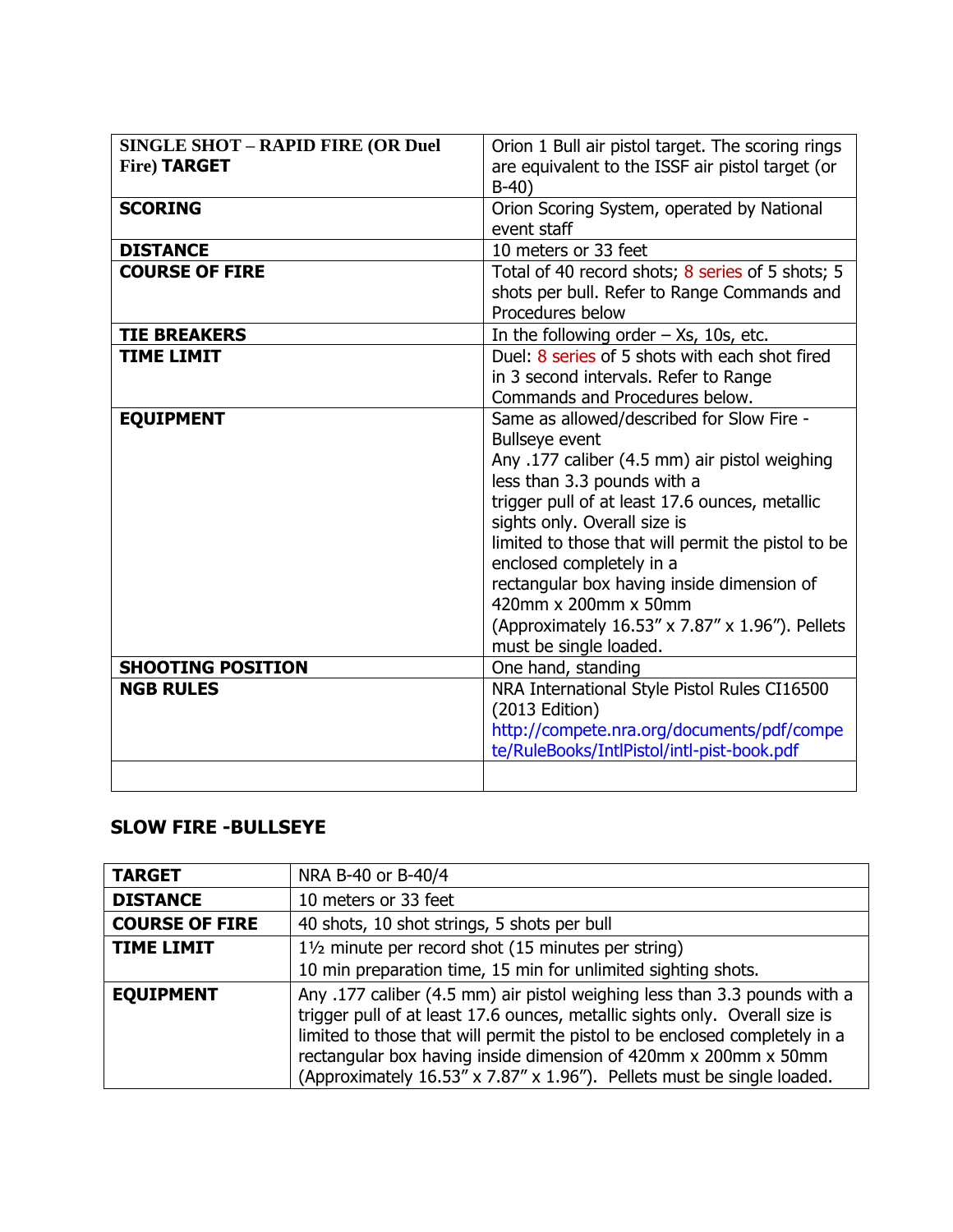| SINGLE SHOT – RAPID FIRE (OR Duel Fire) TARGET | Orion 1 Bull air pistol target. The scoring rings are equivalent to the ISSF air pistol target (or B-40) |
|---|---|
| **SCORING** | Orion Scoring System, operated by National event staff |
| **DISTANCE** | 10 meters or 33 feet |
| **COURSE OF FIRE** | Total of 40 record shots; 8 series of 5 shots; 5 shots per bull. Refer to Range Commands and Procedures below |
| **TIE BREAKERS** | In the following order – Xs, 10s, etc. |
| **TIME LIMIT** | Duel: 8 series of 5 shots with each shot fired in 3 second intervals. Refer to Range Commands and Procedures below. |
| **EQUIPMENT** | Same as allowed/described for Slow Fire - Bullseye event<br>Any .177 caliber (4.5 mm) air pistol weighing less than 3.3 pounds with a trigger pull of at least 17.6 ounces, metallic sights only. Overall size is limited to those that will permit the pistol to be enclosed completely in a rectangular box having inside dimension of 420mm x 200mm x 50mm (Approximately 16.53" x 7.87" x 1.96"). Pellets must be single loaded. |
| **SHOOTING POSITION** | One hand, standing |
| **NGB RULES** | NRA International Style Pistol Rules CI16500 (2013 Edition)<br>http://compete.nra.org/documents/pdf/compete/RuleBooks/IntlPistol/intl-pist-book.pdf |
| | |

## SLOW FIRE -BULLSEYE

| **TARGET** | NRA B-40 or B-40/4 |
|---|---|
| **DISTANCE** | 10 meters or 33 feet |
| **COURSE OF FIRE** | 40 shots, 10 shot strings, 5 shots per bull |
| **TIME LIMIT** | 1½ minute per record shot (15 minutes per string)<br>10 min preparation time, 15 min for unlimited sighting shots. |
| **EQUIPMENT** | Any .177 caliber (4.5 mm) air pistol weighing less than 3.3 pounds with a trigger pull of at least 17.6 ounces, metallic sights only. Overall size is limited to those that will permit the pistol to be enclosed completely in a rectangular box having inside dimension of 420mm x 200mm x 50mm (Approximately 16.53" x 7.87" x 1.96"). Pellets must be single loaded. |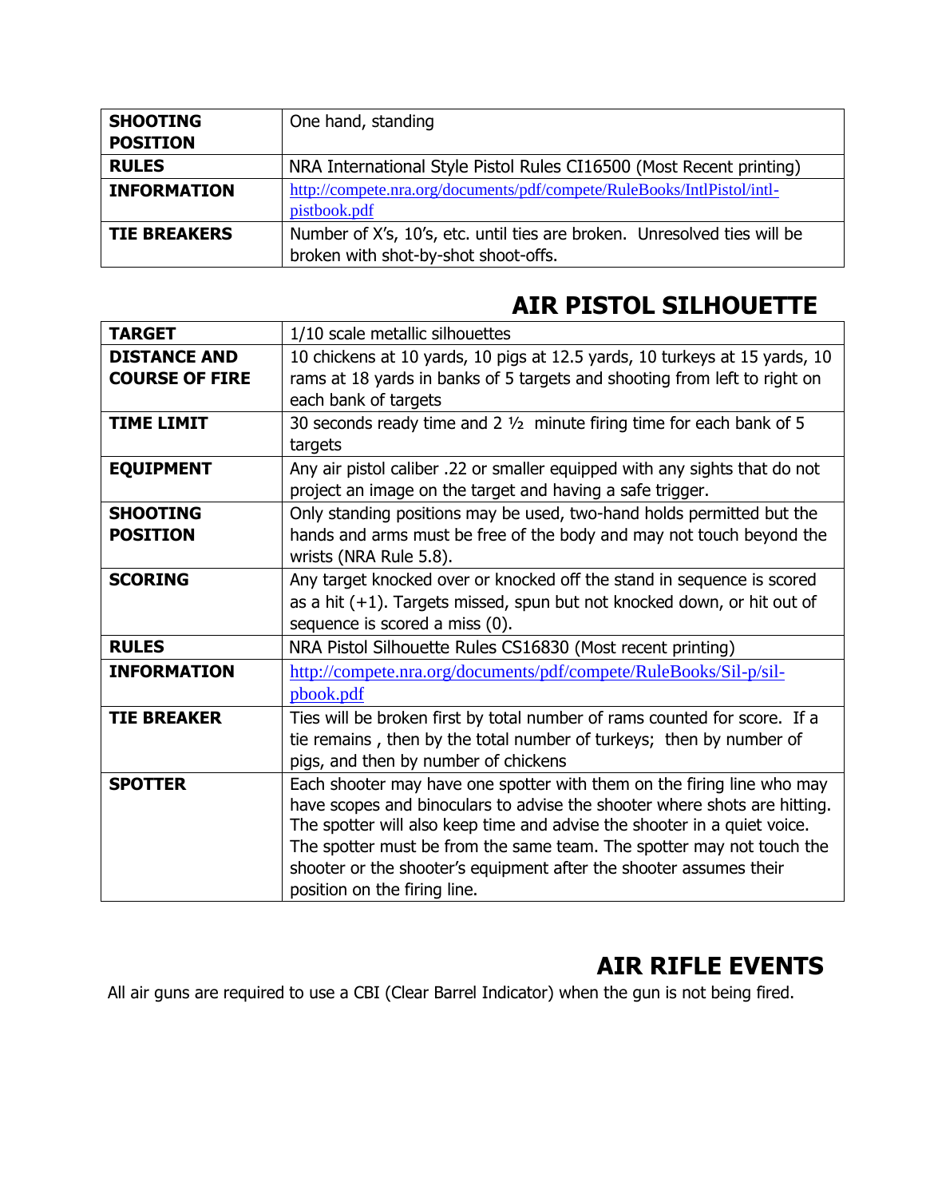| | |
|---|---|
| **SHOOTING POSITION** | One hand, standing |
| **RULES** | NRA International Style Pistol Rules CI16500 (Most Recent printing) |
| **INFORMATION** | http://compete.nra.org/documents/pdf/compete/RuleBooks/IntlPistol/intl-pistbook.pdf |
| **TIE BREAKERS** | Number of X's, 10's, etc. until ties are broken. Unresolved ties will be broken with shot-by-shot shoot-offs. |

## AIR PISTOL SILHOUETTE

| | |
|---|---|
| **TARGET** | 1/10 scale metallic silhouettes |
| **DISTANCE AND COURSE OF FIRE** | 10 chickens at 10 yards, 10 pigs at 12.5 yards, 10 turkeys at 15 yards, 10 rams at 18 yards in banks of 5 targets and shooting from left to right on each bank of targets |
| **TIME LIMIT** | 30 seconds ready time and 2 ½ minute firing time for each bank of 5 targets |
| **EQUIPMENT** | Any air pistol caliber .22 or smaller equipped with any sights that do not project an image on the target and having a safe trigger. |
| **SHOOTING POSITION** | Only standing positions may be used, two-hand holds permitted but the hands and arms must be free of the body and may not touch beyond the wrists (NRA Rule 5.8). |
| **SCORING** | Any target knocked over or knocked off the stand in sequence is scored as a hit (+1). Targets missed, spun but not knocked down, or hit out of sequence is scored a miss (0). |
| **RULES** | NRA Pistol Silhouette Rules CS16830 (Most recent printing) |
| **INFORMATION** | http://compete.nra.org/documents/pdf/compete/RuleBooks/Sil-p/sil-pbook.pdf |
| **TIE BREAKER** | Ties will be broken first by total number of rams counted for score. If a tie remains , then by the total number of turkeys; then by number of pigs, and then by number of chickens |
| **SPOTTER** | Each shooter may have one spotter with them on the firing line who may have scopes and binoculars to advise the shooter where shots are hitting. The spotter will also keep time and advise the shooter in a quiet voice. The spotter must be from the same team. The spotter may not touch the shooter or the shooter's equipment after the shooter assumes their position on the firing line. |

## AIR RIFLE EVENTS

All air guns are required to use a CBI (Clear Barrel Indicator) when the gun is not being fired.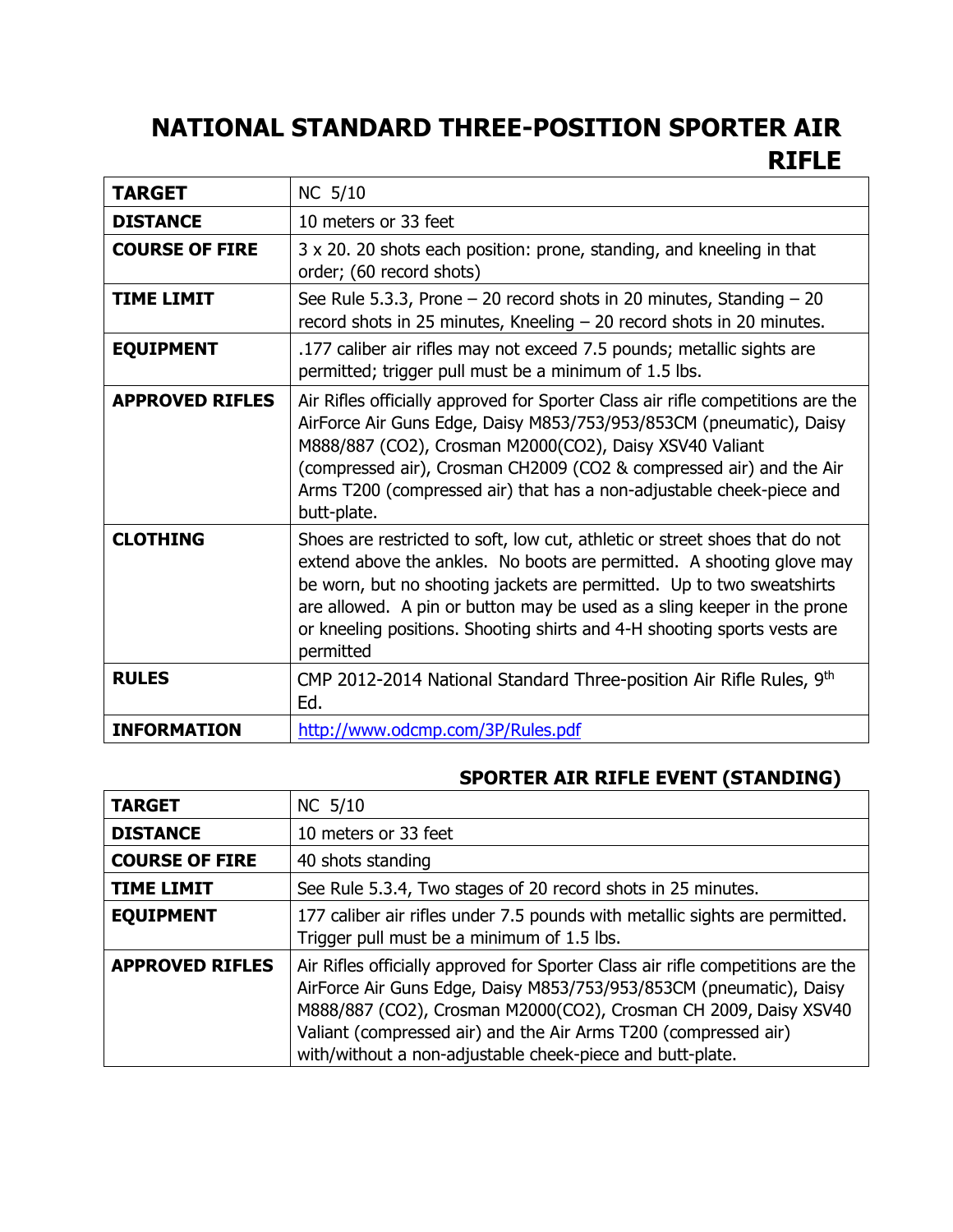# NATIONAL STANDARD THREE-POSITION SPORTER AIR RIFLE

| | |
|---|---|
| **TARGET** | NC 5/10 |
| **DISTANCE** | 10 meters or 33 feet |
| **COURSE OF FIRE** | 3 x 20. 20 shots each position: prone, standing, and kneeling in that order; (60 record shots) |
| **TIME LIMIT** | See Rule 5.3.3, Prone – 20 record shots in 20 minutes, Standing – 20 record shots in 25 minutes, Kneeling – 20 record shots in 20 minutes. |
| **EQUIPMENT** | .177 caliber air rifles may not exceed 7.5 pounds; metallic sights are permitted; trigger pull must be a minimum of 1.5 lbs. |
| **APPROVED RIFLES** | Air Rifles officially approved for Sporter Class air rifle competitions are the AirForce Air Guns Edge, Daisy M853/753/953/853CM (pneumatic), Daisy M888/887 (CO2), Crosman M2000(CO2), Daisy XSV40 Valiant (compressed air), Crosman CH2009 (CO2 & compressed air) and the Air Arms T200 (compressed air) that has a non-adjustable cheek-piece and butt-plate. |
| **CLOTHING** | Shoes are restricted to soft, low cut, athletic or street shoes that do not extend above the ankles. No boots are permitted. A shooting glove may be worn, but no shooting jackets are permitted. Up to two sweatshirts are allowed. A pin or button may be used as a sling keeper in the prone or kneeling positions. Shooting shirts and 4-H shooting sports vests are permitted |
| **RULES** | CMP 2012-2014 National Standard Three-position Air Rifle Rules, 9th Ed. |
| **INFORMATION** | http://www.odcmp.com/3P/Rules.pdf |

## SPORTER AIR RIFLE EVENT (STANDING)

| | |
|---|---|
| **TARGET** | NC 5/10 |
| **DISTANCE** | 10 meters or 33 feet |
| **COURSE OF FIRE** | 40 shots standing |
| **TIME LIMIT** | See Rule 5.3.4, Two stages of 20 record shots in 25 minutes. |
| **EQUIPMENT** | 177 caliber air rifles under 7.5 pounds with metallic sights are permitted. Trigger pull must be a minimum of 1.5 lbs. |
| **APPROVED RIFLES** | Air Rifles officially approved for Sporter Class air rifle competitions are the AirForce Air Guns Edge, Daisy M853/753/953/853CM (pneumatic), Daisy M888/887 (CO2), Crosman M2000(CO2), Crosman CH 2009, Daisy XSV40 Valiant (compressed air) and the Air Arms T200 (compressed air) with/without a non-adjustable cheek-piece and butt-plate. |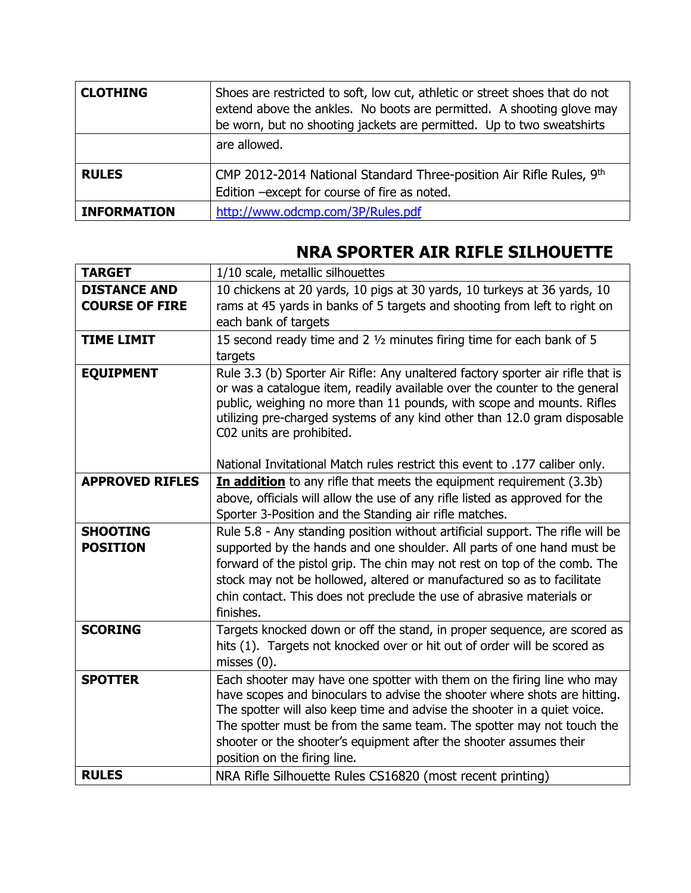| CLOTHING | Shoes are restricted to soft, low cut, athletic or street shoes that do not extend above the ankles. No boots are permitted. A shooting glove may be worn, but no shooting jackets are permitted. Up to two sweatshirts are allowed. |
|---|---|
| RULES | CMP 2012-2014 National Standard Three-position Air Rifle Rules, 9th Edition –except for course of fire as noted. |
| INFORMATION | http://www.odcmp.com/3P/Rules.pdf |

## NRA SPORTER AIR RIFLE SILHOUETTE

| TARGET | 1/10 scale, metallic silhouettes |
|---|---|
| DISTANCE AND COURSE OF FIRE | 10 chickens at 20 yards, 10 pigs at 30 yards, 10 turkeys at 36 yards, 10 rams at 45 yards in banks of 5 targets and shooting from left to right on each bank of targets |
| TIME LIMIT | 15 second ready time and 2 ½ minutes firing time for each bank of 5 targets |
| EQUIPMENT | Rule 3.3 (b) Sporter Air Rifle: Any unaltered factory sporter air rifle that is or was a catalogue item, readily available over the counter to the general public, weighing no more than 11 pounds, with scope and mounts. Rifles utilizing pre-charged systems of any kind other than 12.0 gram disposable C02 units are prohibited.<br><br>National Invitational Match rules restrict this event to .177 caliber only. |
| APPROVED RIFLES | **In addition** to any rifle that meets the equipment requirement (3.3b) above, officials will allow the use of any rifle listed as approved for the Sporter 3-Position and the Standing air rifle matches. |
| SHOOTING POSITION | Rule 5.8 - Any standing position without artificial support. The rifle will be supported by the hands and one shoulder. All parts of one hand must be forward of the pistol grip. The chin may not rest on top of the comb. The stock may not be hollowed, altered or manufactured so as to facilitate chin contact. This does not preclude the use of abrasive materials or finishes. |
| SCORING | Targets knocked down or off the stand, in proper sequence, are scored as hits (1). Targets not knocked over or hit out of order will be scored as misses (0). |
| SPOTTER | Each shooter may have one spotter with them on the firing line who may have scopes and binoculars to advise the shooter where shots are hitting. The spotter will also keep time and advise the shooter in a quiet voice. The spotter must be from the same team. The spotter may not touch the shooter or the shooter's equipment after the shooter assumes their position on the firing line. |
| RULES | NRA Rifle Silhouette Rules CS16820 (most recent printing) |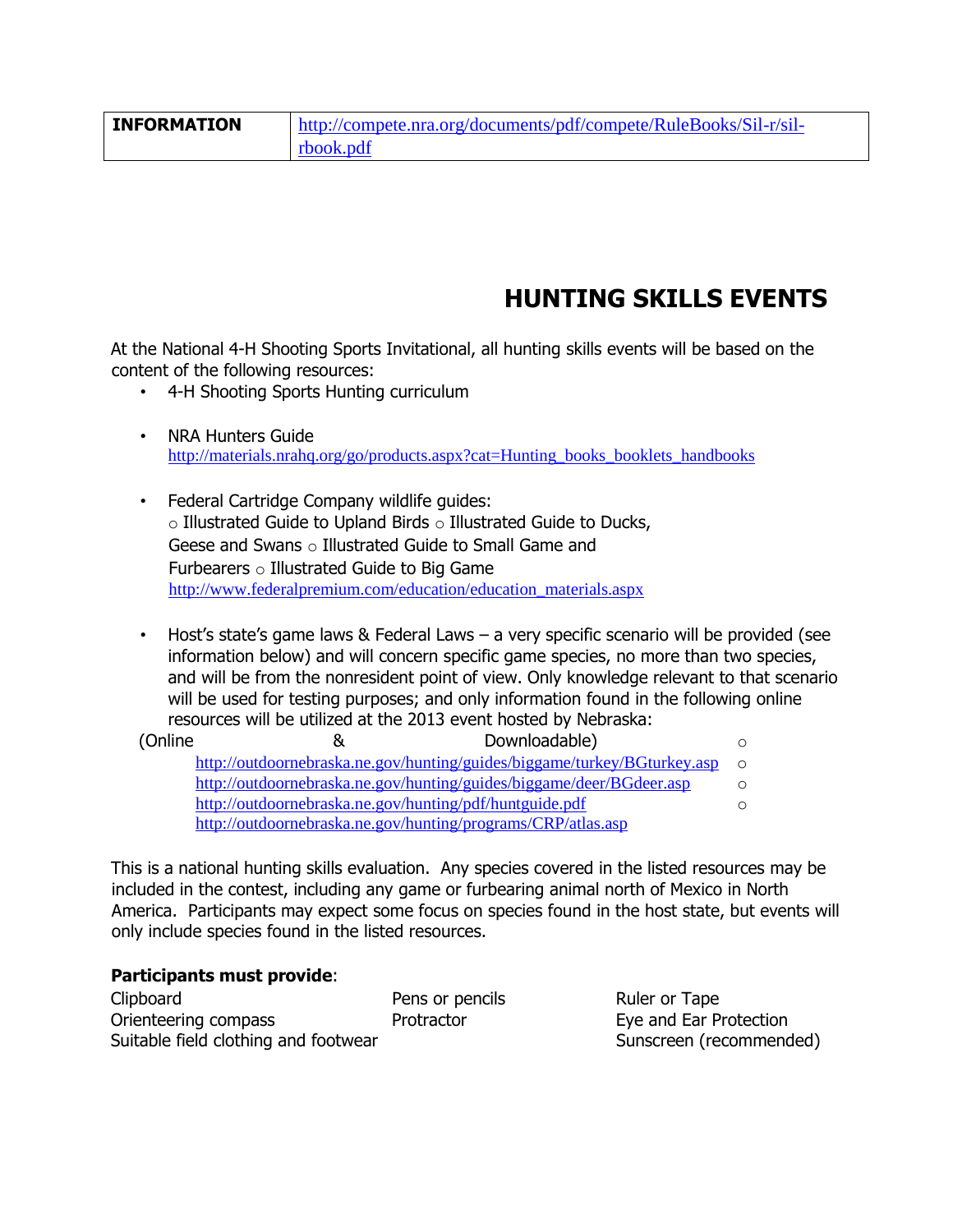| INFORMATION | http://compete.nra.org/documents/pdf/compete/RuleBooks/Sil-r/sil-rbook.pdf |
|---|---|

## HUNTING SKILLS EVENTS

At the National 4-H Shooting Sports Invitational, all hunting skills events will be based on the content of the following resources:

- 4-H Shooting Sports Hunting curriculum
- NRA Hunters Guide
  http://materials.nrahq.org/go/products.aspx?cat=Hunting_books_booklets_handbooks
- Federal Cartridge Company wildlife guides:
  - Illustrated Guide to Upland Birds
  - Illustrated Guide to Ducks, Geese and Swans
  - Illustrated Guide to Small Game and Furbearers
  - Illustrated Guide to Big Game

  http://www.federalpremium.com/education/education_materials.aspx
- Host's state's game laws & Federal Laws – a very specific scenario will be provided (see information below) and will concern specific game species, no more than two species, and will be from the nonresident point of view. Only knowledge relevant to that scenario will be used for testing purposes; and only information found in the following online resources will be utilized at the 2013 event hosted by Nebraska:

(Online & Downloadable)
  - http://outdoornebraska.ne.gov/hunting/guides/biggame/turkey/BGturkey.asp
  - http://outdoornebraska.ne.gov/hunting/guides/biggame/deer/BGdeer.asp
  - http://outdoornebraska.ne.gov/hunting/pdf/huntguide.pdf
  - http://outdoornebraska.ne.gov/hunting/programs/CRP/atlas.asp

This is a national hunting skills evaluation. Any species covered in the listed resources may be included in the contest, including any game or furbearing animal north of Mexico in North America. Participants may expect some focus on species found in the host state, but events will only include species found in the listed resources.

**Participants must provide**:

| | | |
|---|---|---|
| Clipboard | Pens or pencils | Ruler or Tape |
| Orienteering compass | Protractor | Eye and Ear Protection |
| Suitable field clothing and footwear | | Sunscreen (recommended) |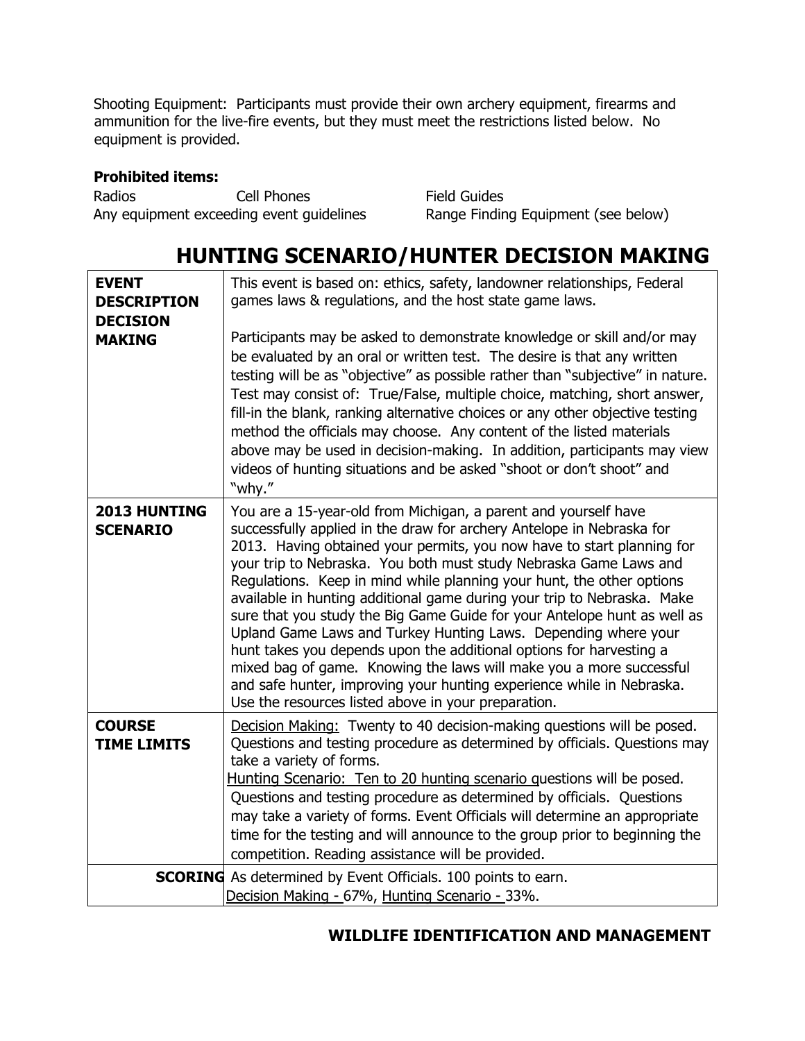Shooting Equipment: Participants must provide their own archery equipment, firearms and ammunition for the live-fire events, but they must meet the restrictions listed below. No equipment is provided.

**Prohibited items:**

Radios
Cell Phones
Field Guides
Any equipment exceeding event guidelines
Range Finding Equipment (see below)

# HUNTING SCENARIO/HUNTER DECISION MAKING

| | |
|---|---|
| **EVENT DESCRIPTION DECISION MAKING** | This event is based on: ethics, safety, landowner relationships, Federal games laws & regulations, and the host state game laws.<br><br>Participants may be asked to demonstrate knowledge or skill and/or may be evaluated by an oral or written test. The desire is that any written testing will be as "objective" as possible rather than "subjective" in nature. Test may consist of: True/False, multiple choice, matching, short answer, fill-in the blank, ranking alternative choices or any other objective testing method the officials may choose. Any content of the listed materials above may be used in decision-making. In addition, participants may view videos of hunting situations and be asked "shoot or don't shoot" and "why." |
| **2013 HUNTING SCENARIO** | You are a 15-year-old from Michigan, a parent and yourself have successfully applied in the draw for archery Antelope in Nebraska for 2013. Having obtained your permits, you now have to start planning for your trip to Nebraska. You both must study Nebraska Game Laws and Regulations. Keep in mind while planning your hunt, the other options available in hunting additional game during your trip to Nebraska. Make sure that you study the Big Game Guide for your Antelope hunt as well as Upland Game Laws and Turkey Hunting Laws. Depending where your hunt takes you depends upon the additional options for harvesting a mixed bag of game. Knowing the laws will make you a more successful and safe hunter, improving your hunting experience while in Nebraska. Use the resources listed above in your preparation. |
| **COURSE TIME LIMITS** | Decision Making: Twenty to 40 decision-making questions will be posed. Questions and testing procedure as determined by officials. Questions may take a variety of forms.<br>Hunting Scenario: Ten to 20 hunting scenario questions will be posed. Questions and testing procedure as determined by officials. Questions may take a variety of forms. Event Officials will determine an appropriate time for the testing and will announce to the group prior to beginning the competition. Reading assistance will be provided. |
| **SCORING** | As determined by Event Officials. 100 points to earn.<br>Decision Making - 67%, Hunting Scenario - 33%. |

## WILDLIFE IDENTIFICATION AND MANAGEMENT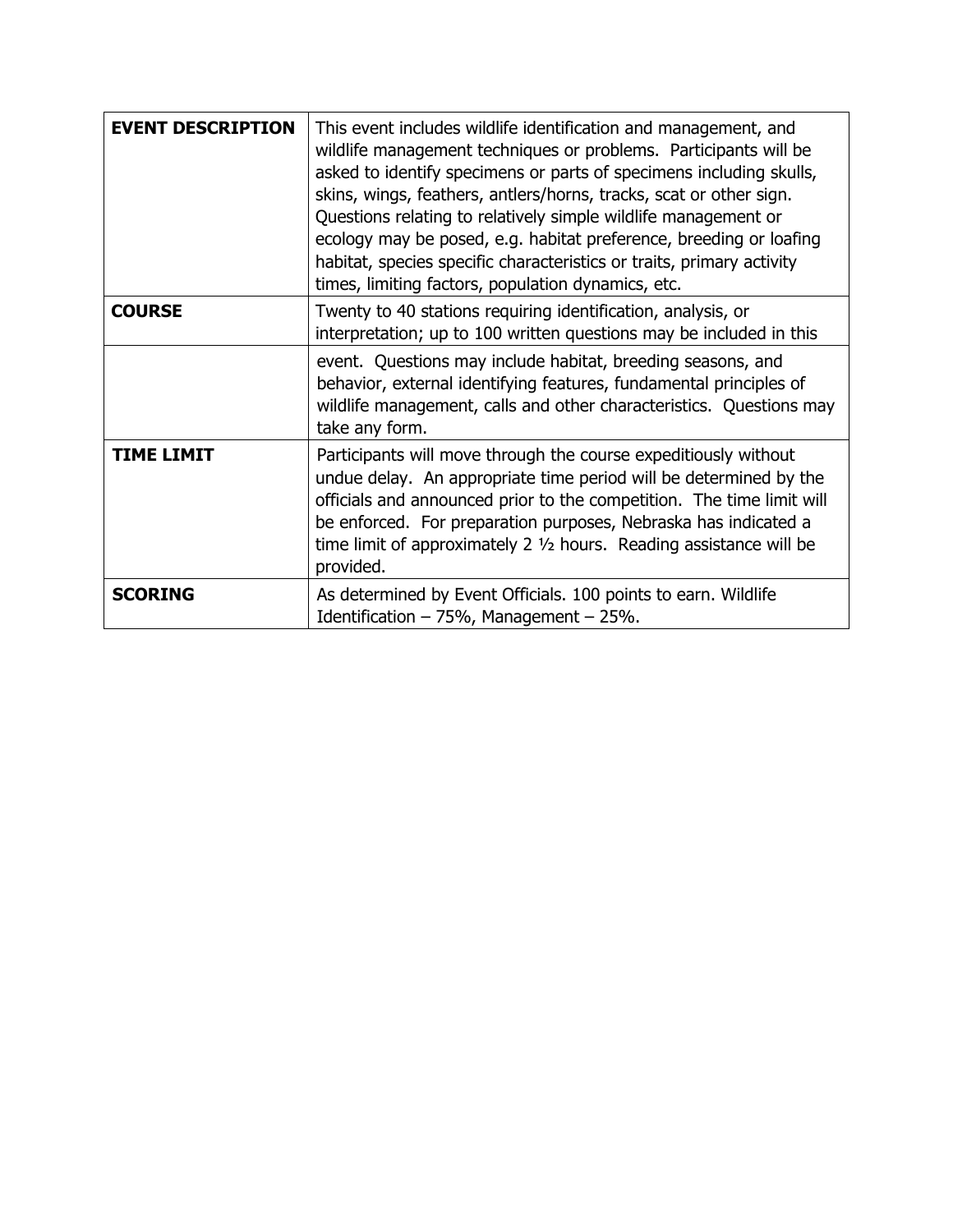| | |
|---|---|
| **EVENT DESCRIPTION** | This event includes wildlife identification and management, and wildlife management techniques or problems. Participants will be asked to identify specimens or parts of specimens including skulls, skins, wings, feathers, antlers/horns, tracks, scat or other sign. Questions relating to relatively simple wildlife management or ecology may be posed, e.g. habitat preference, breeding or loafing habitat, species specific characteristics or traits, primary activity times, limiting factors, population dynamics, etc. |
| **COURSE** | Twenty to 40 stations requiring identification, analysis, or interpretation; up to 100 written questions may be included in this event. Questions may include habitat, breeding seasons, and behavior, external identifying features, fundamental principles of wildlife management, calls and other characteristics. Questions may take any form. |
| **TIME LIMIT** | Participants will move through the course expeditiously without undue delay. An appropriate time period will be determined by the officials and announced prior to the competition. The time limit will be enforced. For preparation purposes, Nebraska has indicated a time limit of approximately 2 ½ hours. Reading assistance will be provided. |
| **SCORING** | As determined by Event Officials. 100 points to earn. Wildlife Identification – 75%, Management – 25%. |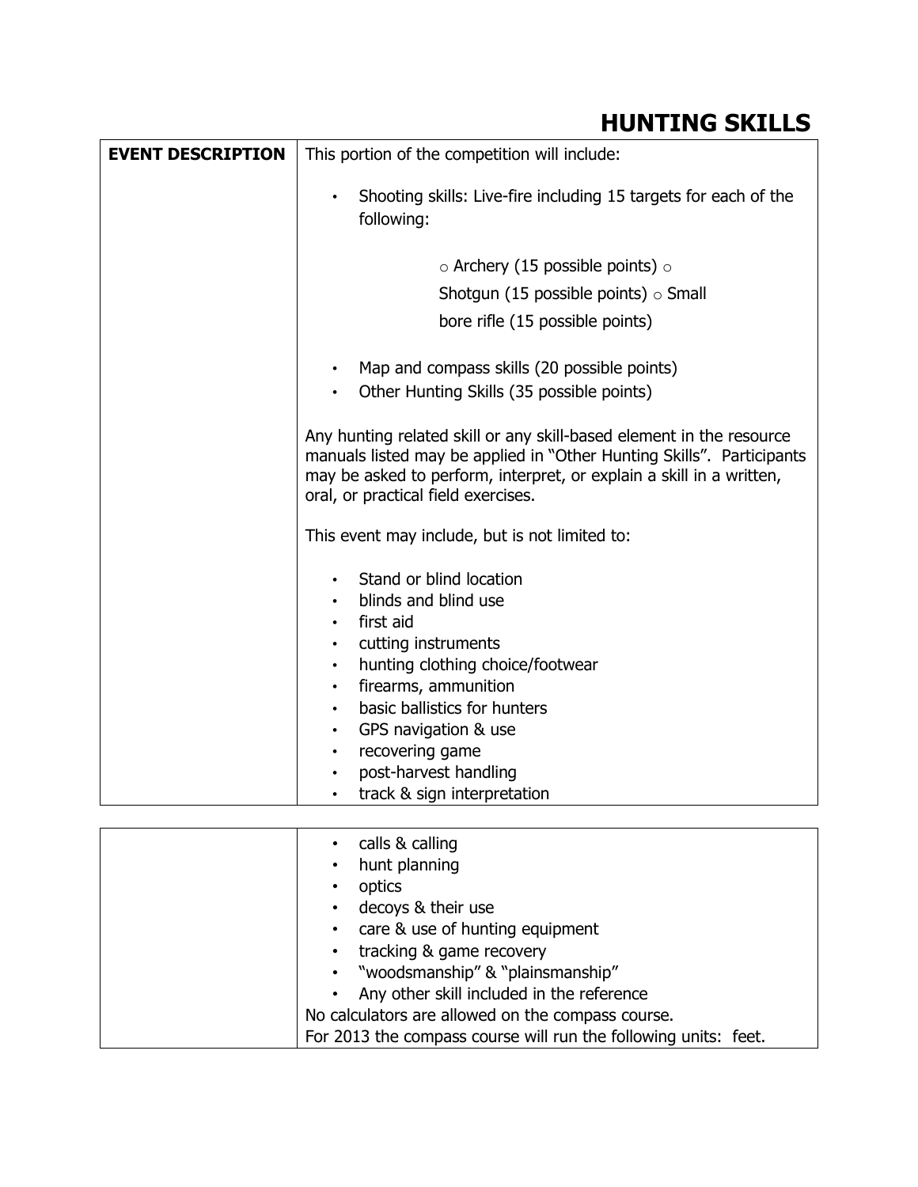# HUNTING SKILLS

| EVENT DESCRIPTION | This portion of the competition will include:<br><br>• Shooting skills: Live-fire including 15 targets for each of the following:<br><br>○ Archery (15 possible points) ○ Shotgun (15 possible points) ○ Small bore rifle (15 possible points)<br><br>• Map and compass skills (20 possible points)<br>• Other Hunting Skills (35 possible points)<br><br>Any hunting related skill or any skill-based element in the resource manuals listed may be applied in "Other Hunting Skills". Participants may be asked to perform, interpret, or explain a skill in a written, oral, or practical field exercises.<br><br>This event may include, but is not limited to:<br><br>• Stand or blind location<br>• blinds and blind use<br>• first aid<br>• cutting instruments<br>• hunting clothing choice/footwear<br>• firearms, ammunition<br>• basic ballistics for hunters<br>• GPS navigation & use<br>• recovering game<br>• post-harvest handling<br>• track & sign interpretation<br>• calls & calling<br>• hunt planning<br>• optics<br>• decoys & their use<br>• care & use of hunting equipment<br>• tracking & game recovery<br>• "woodsmanship" & "plainsmanship"<br>• Any other skill included in the reference<br><br>No calculators are allowed on the compass course.<br>For 2013 the compass course will run the following units: feet. |
|---|---|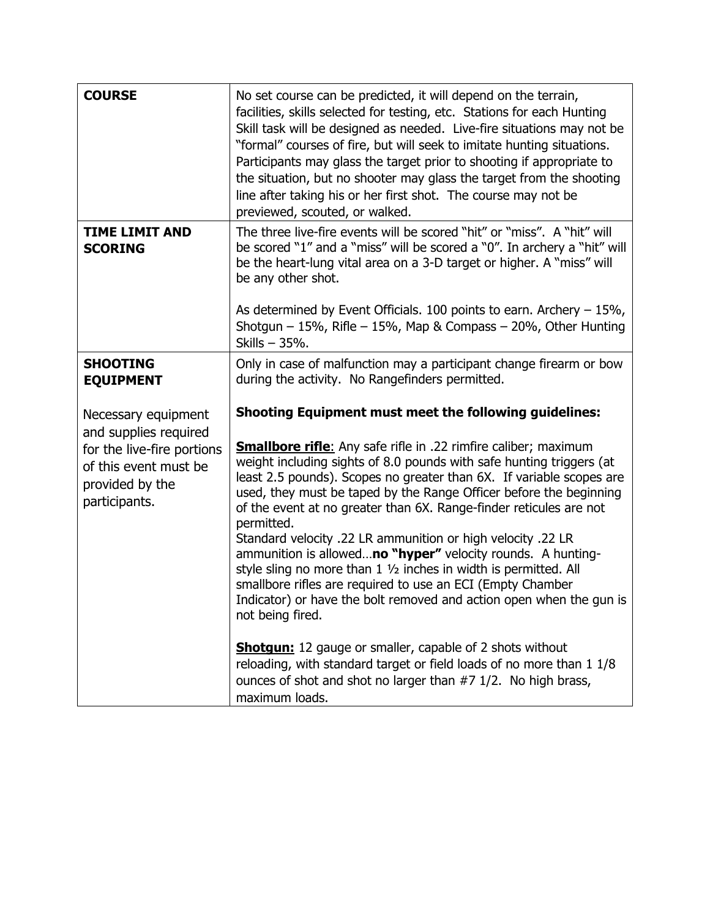| | |
|---|---|
| **COURSE** | No set course can be predicted, it will depend on the terrain, facilities, skills selected for testing, etc. Stations for each Hunting Skill task will be designed as needed. Live-fire situations may not be "formal" courses of fire, but will seek to imitate hunting situations. Participants may glass the target prior to shooting if appropriate to the situation, but no shooter may glass the target from the shooting line after taking his or her first shot. The course may not be previewed, scouted, or walked. |
| **TIME LIMIT AND SCORING** | The three live-fire events will be scored "hit" or "miss". A "hit" will be scored "1" and a "miss" will be scored a "0". In archery a "hit" will be the heart-lung vital area on a 3-D target or higher. A "miss" will be any other shot.<br><br>As determined by Event Officials. 100 points to earn. Archery – 15%, Shotgun – 15%, Rifle – 15%, Map & Compass – 20%, Other Hunting Skills – 35%. |
| **SHOOTING EQUIPMENT**<br><br>Necessary equipment and supplies required for the live-fire portions of this event must be provided by the participants. | Only in case of malfunction may a participant change firearm or bow during the activity. No Rangefinders permitted.<br><br>**Shooting Equipment must meet the following guidelines:**<br><br>**Smallbore rifle**: Any safe rifle in .22 rimfire caliber; maximum weight including sights of 8.0 pounds with safe hunting triggers (at least 2.5 pounds). Scopes no greater than 6X. If variable scopes are used, they must be taped by the Range Officer before the beginning of the event at no greater than 6X. Range-finder reticules are not permitted.<br>Standard velocity .22 LR ammunition or high velocity .22 LR ammunition is allowed…**no "hyper"** velocity rounds. A hunting-style sling no more than 1 ½ inches in width is permitted. All smallbore rifles are required to use an ECI (Empty Chamber Indicator) or have the bolt removed and action open when the gun is not being fired.<br><br>**Shotgun:** 12 gauge or smaller, capable of 2 shots without reloading, with standard target or field loads of no more than 1 1/8 ounces of shot and shot no larger than #7 1/2. No high brass, maximum loads. |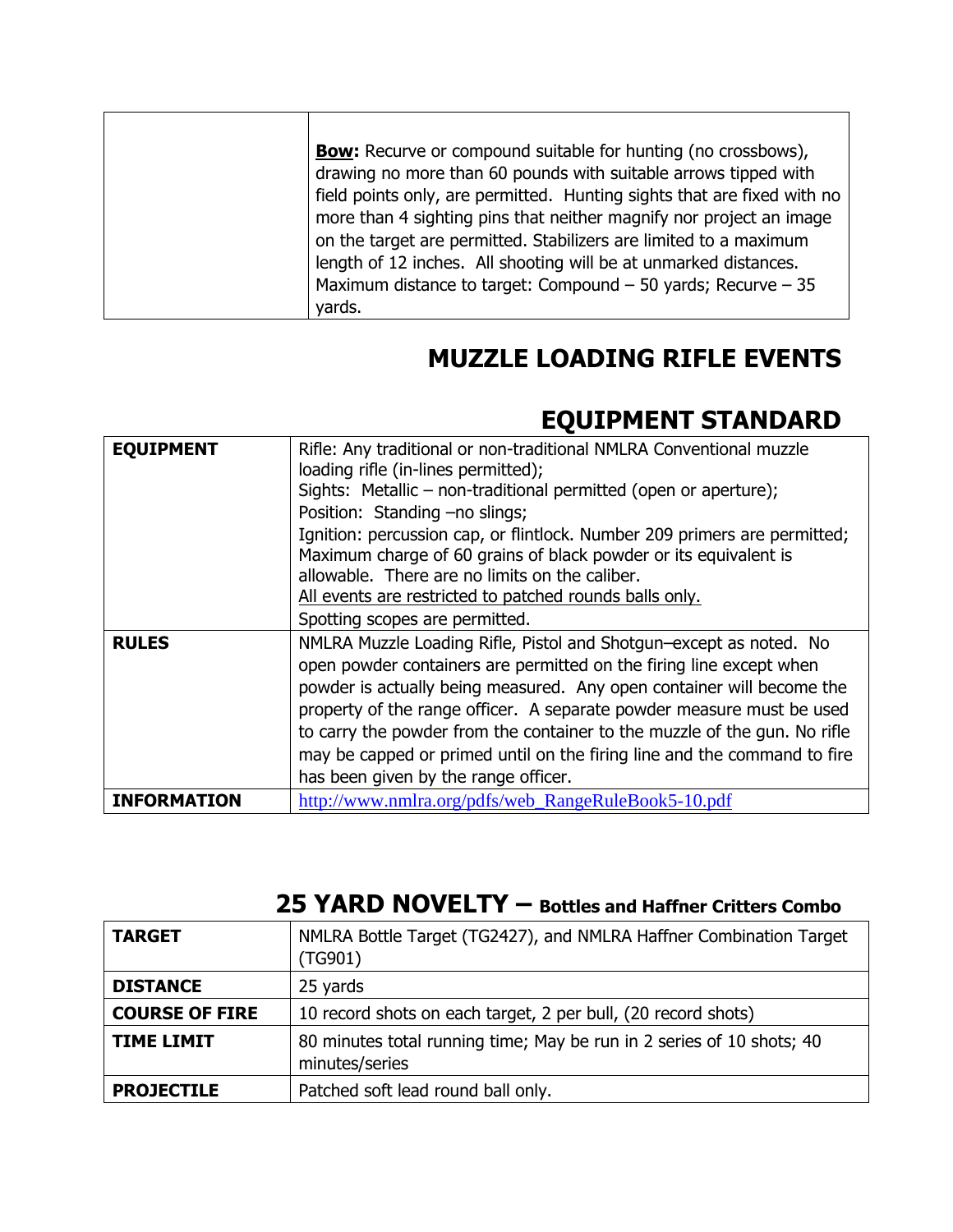| | |
|---|---|
| | **Bow:** Recurve or compound suitable for hunting (no crossbows), drawing no more than 60 pounds with suitable arrows tipped with field points only, are permitted. Hunting sights that are fixed with no more than 4 sighting pins that neither magnify nor project an image on the target are permitted. Stabilizers are limited to a maximum length of 12 inches. All shooting will be at unmarked distances. Maximum distance to target: Compound – 50 yards; Recurve – 35 yards. |

## MUZZLE LOADING RIFLE EVENTS

## EQUIPMENT STANDARD

| | |
|---|---|
| **EQUIPMENT** | Rifle: Any traditional or non-traditional NMLRA Conventional muzzle loading rifle (in-lines permitted);<br>Sights: Metallic – non-traditional permitted (open or aperture);<br>Position: Standing –no slings;<br>Ignition: percussion cap, or flintlock. Number 209 primers are permitted; Maximum charge of 60 grains of black powder or its equivalent is allowable. There are no limits on the caliber.<br><u>All events are restricted to patched rounds balls only.</u><br>Spotting scopes are permitted. |
| **RULES** | NMLRA Muzzle Loading Rifle, Pistol and Shotgun–except as noted. No open powder containers are permitted on the firing line except when powder is actually being measured. Any open container will become the property of the range officer. A separate powder measure must be used to carry the powder from the container to the muzzle of the gun. No rifle may be capped or primed until on the firing line and the command to fire has been given by the range officer. |
| **INFORMATION** | http://www.nmlra.org/pdfs/web_RangeRuleBook5-10.pdf |

## 25 YARD NOVELTY – Bottles and Haffner Critters Combo

| | |
|---|---|
| **TARGET** | NMLRA Bottle Target (TG2427), and NMLRA Haffner Combination Target (TG901) |
| **DISTANCE** | 25 yards |
| **COURSE OF FIRE** | 10 record shots on each target, 2 per bull, (20 record shots) |
| **TIME LIMIT** | 80 minutes total running time; May be run in 2 series of 10 shots; 40 minutes/series |
| **PROJECTILE** | Patched soft lead round ball only. |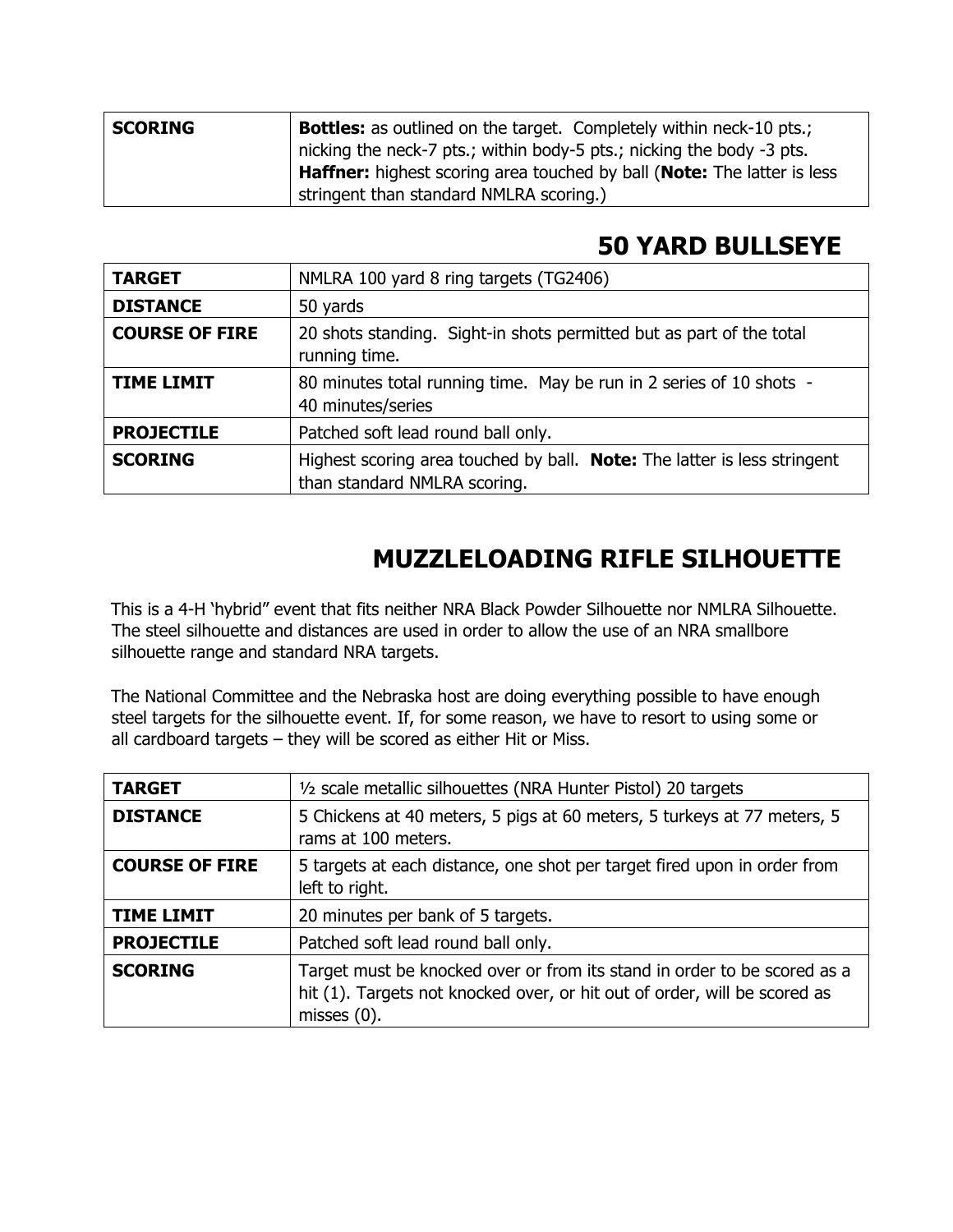| | |
|---|---|
| **SCORING** | **Bottles:** as outlined on the target. Completely within neck-10 pts.; nicking the neck-7 pts.; within body-5 pts.; nicking the body -3 pts. **Haffner:** highest scoring area touched by ball (**Note:** The latter is less stringent than standard NMLRA scoring.) |

## 50 YARD BULLSEYE

| | |
|---|---|
| **TARGET** | NMLRA 100 yard 8 ring targets (TG2406) |
| **DISTANCE** | 50 yards |
| **COURSE OF FIRE** | 20 shots standing. Sight-in shots permitted but as part of the total running time. |
| **TIME LIMIT** | 80 minutes total running time. May be run in 2 series of 10 shots - 40 minutes/series |
| **PROJECTILE** | Patched soft lead round ball only. |
| **SCORING** | Highest scoring area touched by ball. **Note:** The latter is less stringent than standard NMLRA scoring. |

## MUZZLELOADING RIFLE SILHOUETTE

This is a 4-H 'hybrid" event that fits neither NRA Black Powder Silhouette nor NMLRA Silhouette. The steel silhouette and distances are used in order to allow the use of an NRA smallbore silhouette range and standard NRA targets.

The National Committee and the Nebraska host are doing everything possible to have enough steel targets for the silhouette event. If, for some reason, we have to resort to using some or all cardboard targets – they will be scored as either Hit or Miss.

| | |
|---|---|
| **TARGET** | ½ scale metallic silhouettes (NRA Hunter Pistol) 20 targets |
| **DISTANCE** | 5 Chickens at 40 meters, 5 pigs at 60 meters, 5 turkeys at 77 meters, 5 rams at 100 meters. |
| **COURSE OF FIRE** | 5 targets at each distance, one shot per target fired upon in order from left to right. |
| **TIME LIMIT** | 20 minutes per bank of 5 targets. |
| **PROJECTILE** | Patched soft lead round ball only. |
| **SCORING** | Target must be knocked over or from its stand in order to be scored as a hit (1). Targets not knocked over, or hit out of order, will be scored as misses (0). |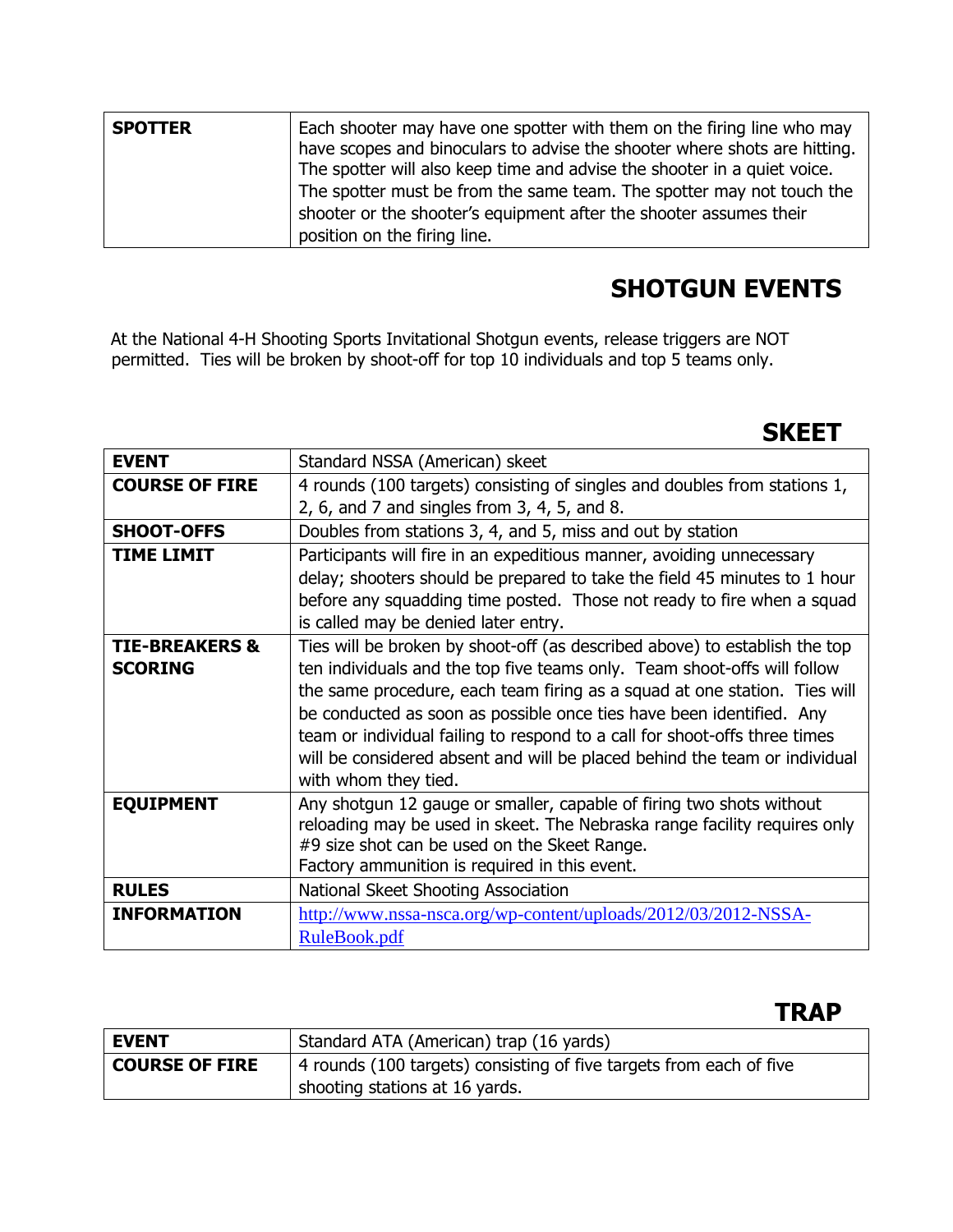| SPOTTER | Each shooter may have one spotter with them on the firing line who may have scopes and binoculars to advise the shooter where shots are hitting. The spotter will also keep time and advise the shooter in a quiet voice. The spotter must be from the same team. The spotter may not touch the shooter or the shooter's equipment after the shooter assumes their position on the firing line. |
|---|---|

# SHOTGUN EVENTS

At the National 4-H Shooting Sports Invitational Shotgun events, release triggers are NOT permitted. Ties will be broken by shoot-off for top 10 individuals and top 5 teams only.

## SKEET

| EVENT | Standard NSSA (American) skeet |
|---|---|
| COURSE OF FIRE | 4 rounds (100 targets) consisting of singles and doubles from stations 1, 2, 6, and 7 and singles from 3, 4, 5, and 8. |
| SHOOT-OFFS | Doubles from stations 3, 4, and 5, miss and out by station |
| TIME LIMIT | Participants will fire in an expeditious manner, avoiding unnecessary delay; shooters should be prepared to take the field 45 minutes to 1 hour before any squadding time posted. Those not ready to fire when a squad is called may be denied later entry. |
| TIE-BREAKERS & SCORING | Ties will be broken by shoot-off (as described above) to establish the top ten individuals and the top five teams only. Team shoot-offs will follow the same procedure, each team firing as a squad at one station. Ties will be conducted as soon as possible once ties have been identified. Any team or individual failing to respond to a call for shoot-offs three times will be considered absent and will be placed behind the team or individual with whom they tied. |
| EQUIPMENT | Any shotgun 12 gauge or smaller, capable of firing two shots without reloading may be used in skeet. The Nebraska range facility requires only #9 size shot can be used on the Skeet Range. Factory ammunition is required in this event. |
| RULES | National Skeet Shooting Association |
| INFORMATION | http://www.nssa-nsca.org/wp-content/uploads/2012/03/2012-NSSA-RuleBook.pdf |

## TRAP

| EVENT | Standard ATA (American) trap (16 yards) |
|---|---|
| COURSE OF FIRE | 4 rounds (100 targets) consisting of five targets from each of five shooting stations at 16 yards. |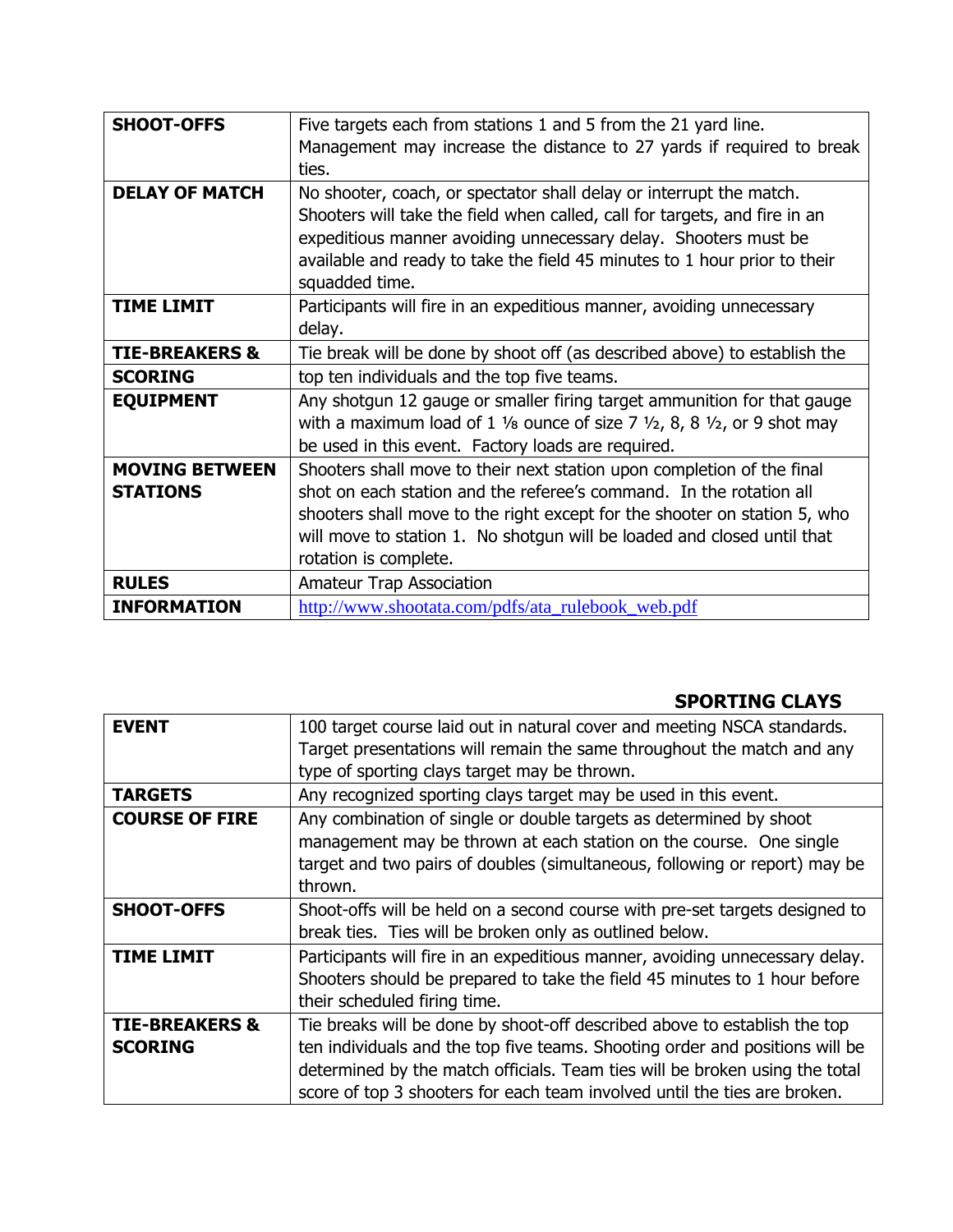| | |
|---|---|
| **SHOOT-OFFS** | Five targets each from stations 1 and 5 from the 21 yard line. Management may increase the distance to 27 yards if required to break ties. |
| **DELAY OF MATCH** | No shooter, coach, or spectator shall delay or interrupt the match. Shooters will take the field when called, call for targets, and fire in an expeditious manner avoiding unnecessary delay. Shooters must be available and ready to take the field 45 minutes to 1 hour prior to their squadded time. |
| **TIME LIMIT** | Participants will fire in an expeditious manner, avoiding unnecessary delay. |
| **TIE-BREAKERS & SCORING** | Tie break will be done by shoot off (as described above) to establish the top ten individuals and the top five teams. |
| **EQUIPMENT** | Any shotgun 12 gauge or smaller firing target ammunition for that gauge with a maximum load of 1 ⅛ ounce of size 7 ½, 8, 8 ½, or 9 shot may be used in this event. Factory loads are required. |
| **MOVING BETWEEN STATIONS** | Shooters shall move to their next station upon completion of the final shot on each station and the referee's command. In the rotation all shooters shall move to the right except for the shooter on station 5, who will move to station 1. No shotgun will be loaded and closed until that rotation is complete. |
| **RULES** | Amateur Trap Association |
| **INFORMATION** | http://www.shootata.com/pdfs/ata_rulebook_web.pdf |

## SPORTING CLAYS

| | |
|---|---|
| **EVENT** | 100 target course laid out in natural cover and meeting NSCA standards. Target presentations will remain the same throughout the match and any type of sporting clays target may be thrown. |
| **TARGETS** | Any recognized sporting clays target may be used in this event. |
| **COURSE OF FIRE** | Any combination of single or double targets as determined by shoot management may be thrown at each station on the course. One single target and two pairs of doubles (simultaneous, following or report) may be thrown. |
| **SHOOT-OFFS** | Shoot-offs will be held on a second course with pre-set targets designed to break ties. Ties will be broken only as outlined below. |
| **TIME LIMIT** | Participants will fire in an expeditious manner, avoiding unnecessary delay. Shooters should be prepared to take the field 45 minutes to 1 hour before their scheduled firing time. |
| **TIE-BREAKERS & SCORING** | Tie breaks will be done by shoot-off described above to establish the top ten individuals and the top five teams. Shooting order and positions will be determined by the match officials. Team ties will be broken using the total score of top 3 shooters for each team involved until the ties are broken. |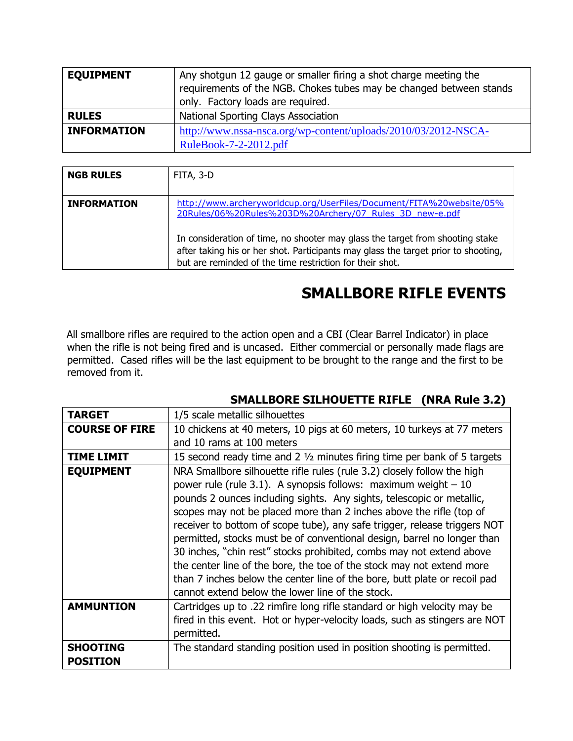| | |
|---|---|
| **EQUIPMENT** | Any shotgun 12 gauge or smaller firing a shot charge meeting the requirements of the NGB. Chokes tubes may be changed between stands only. Factory loads are required. |
| **RULES** | National Sporting Clays Association |
| **INFORMATION** | http://www.nssa-nsca.org/wp-content/uploads/2010/03/2012-NSCA-RuleBook-7-2-2012.pdf |

| | |
|---|---|
| **NGB RULES** | FITA, 3-D |
| **INFORMATION** | http://www.archeryworldcup.org/UserFiles/Document/FITA%20website/05%20Rules/06%20Rules%203D%20Archery/07_Rules_3D_new-e.pdf<br><br>In consideration of time, no shooter may glass the target from shooting stake after taking his or her shot. Participants may glass the target prior to shooting, but are reminded of the time restriction for their shot. |

# SMALLBORE RIFLE EVENTS

All smallbore rifles are required to the action open and a CBI (Clear Barrel Indicator) in place when the rifle is not being fired and is uncased. Either commercial or personally made flags are permitted. Cased rifles will be the last equipment to be brought to the range and the first to be removed from it.

## SMALLBORE SILHOUETTE RIFLE (NRA Rule 3.2)

| | |
|---|---|
| **TARGET** | 1/5 scale metallic silhouettes |
| **COURSE OF FIRE** | 10 chickens at 40 meters, 10 pigs at 60 meters, 10 turkeys at 77 meters and 10 rams at 100 meters |
| **TIME LIMIT** | 15 second ready time and 2 ½ minutes firing time per bank of 5 targets |
| **EQUIPMENT** | NRA Smallbore silhouette rifle rules (rule 3.2) closely follow the high power rule (rule 3.1). A synopsis follows: maximum weight – 10 pounds 2 ounces including sights. Any sights, telescopic or metallic, scopes may not be placed more than 2 inches above the rifle (top of receiver to bottom of scope tube), any safe trigger, release triggers NOT permitted, stocks must be of conventional design, barrel no longer than 30 inches, "chin rest" stocks prohibited, combs may not extend above the center line of the bore, the toe of the stock may not extend more than 7 inches below the center line of the bore, butt plate or recoil pad cannot extend below the lower line of the stock. |
| **AMMUNTION** | Cartridges up to .22 rimfire long rifle standard or high velocity may be fired in this event. Hot or hyper-velocity loads, such as stingers are NOT permitted. |
| **SHOOTING POSITION** | The standard standing position used in position shooting is permitted. |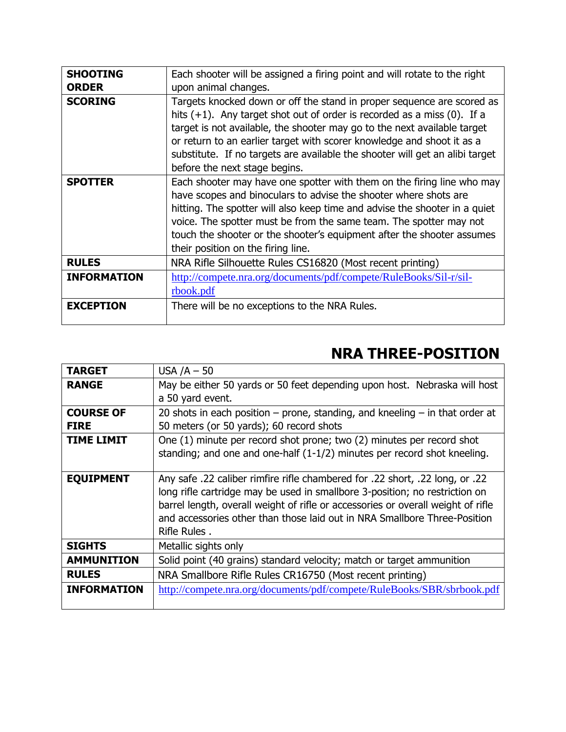| | |
|---|---|
| **SHOOTING ORDER** | Each shooter will be assigned a firing point and will rotate to the right upon animal changes. |
| **SCORING** | Targets knocked down or off the stand in proper sequence are scored as hits (+1). Any target shot out of order is recorded as a miss (0). If a target is not available, the shooter may go to the next available target or return to an earlier target with scorer knowledge and shoot it as a substitute. If no targets are available the shooter will get an alibi target before the next stage begins. |
| **SPOTTER** | Each shooter may have one spotter with them on the firing line who may have scopes and binoculars to advise the shooter where shots are hitting. The spotter will also keep time and advise the shooter in a quiet voice. The spotter must be from the same team. The spotter may not touch the shooter or the shooter's equipment after the shooter assumes their position on the firing line. |
| **RULES** | NRA Rifle Silhouette Rules CS16820 (Most recent printing) |
| **INFORMATION** | http://compete.nra.org/documents/pdf/compete/RuleBooks/Sil-r/sil-rbook.pdf |
| **EXCEPTION** | There will be no exceptions to the NRA Rules. |

## NRA THREE-POSITION

| | |
|---|---|
| **TARGET** | USA /A – 50 |
| **RANGE** | May be either 50 yards or 50 feet depending upon host. Nebraska will host a 50 yard event. |
| **COURSE OF FIRE** | 20 shots in each position – prone, standing, and kneeling – in that order at 50 meters (or 50 yards); 60 record shots |
| **TIME LIMIT** | One (1) minute per record shot prone; two (2) minutes per record shot standing; and one and one-half (1-1/2) minutes per record shot kneeling. |
| **EQUIPMENT** | Any safe .22 caliber rimfire rifle chambered for .22 short, .22 long, or .22 long rifle cartridge may be used in smallbore 3-position; no restriction on barrel length, overall weight of rifle or accessories or overall weight of rifle and accessories other than those laid out in NRA Smallbore Three-Position Rifle Rules . |
| **SIGHTS** | Metallic sights only |
| **AMMUNITION** | Solid point (40 grains) standard velocity; match or target ammunition |
| **RULES** | NRA Smallbore Rifle Rules CR16750 (Most recent printing) |
| **INFORMATION** | http://compete.nra.org/documents/pdf/compete/RuleBooks/SBR/sbrbook.pdf |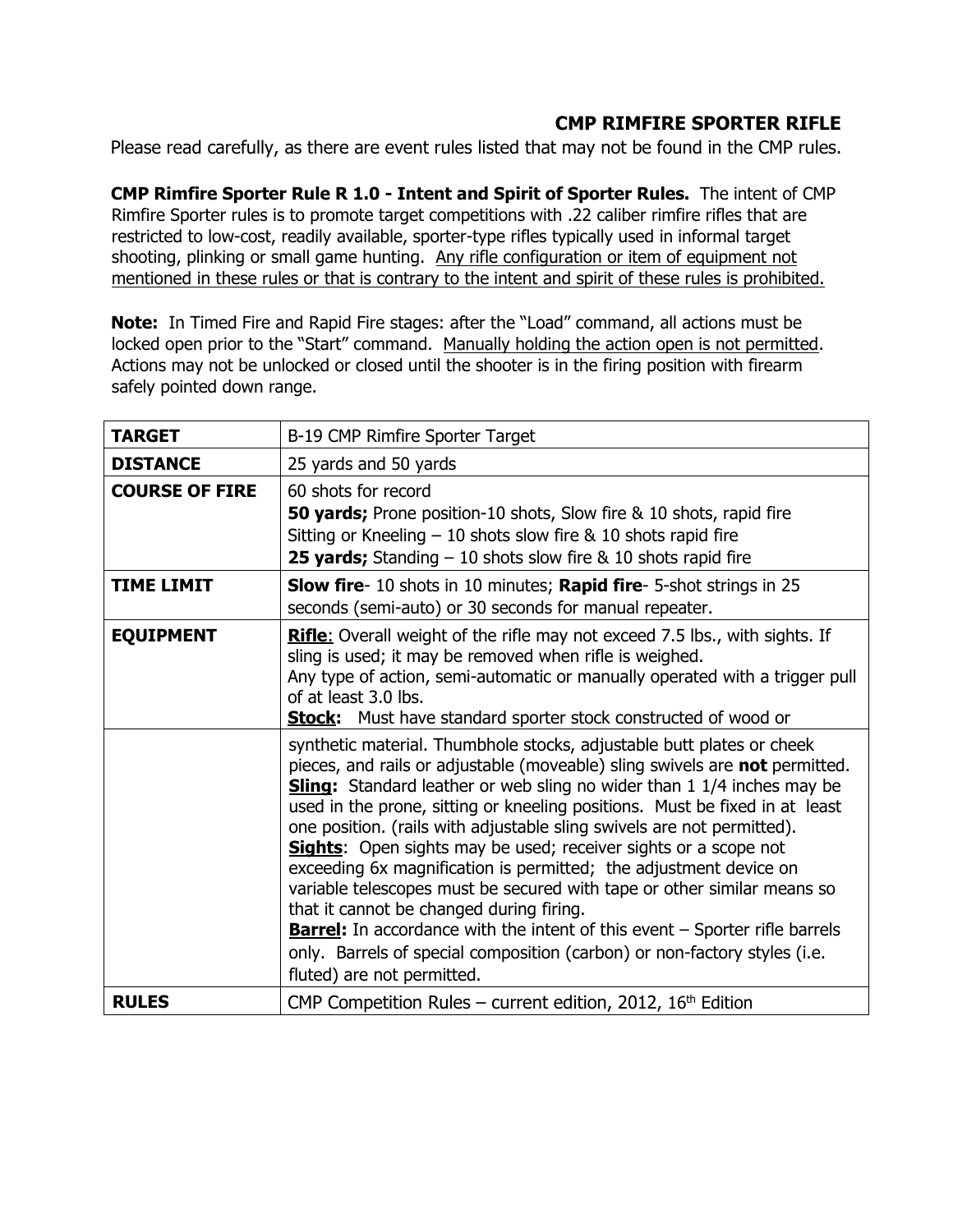## CMP RIMFIRE SPORTER RIFLE

Please read carefully, as there are event rules listed that may not be found in the CMP rules.

**CMP Rimfire Sporter Rule R 1.0 - Intent and Spirit of Sporter Rules.** The intent of CMP Rimfire Sporter rules is to promote target competitions with .22 caliber rimfire rifles that are restricted to low-cost, readily available, sporter-type rifles typically used in informal target shooting, plinking or small game hunting. <u>Any rifle configuration or item of equipment not mentioned in these rules or that is contrary to the intent and spirit of these rules is prohibited.</u>

**Note:** In Timed Fire and Rapid Fire stages: after the "Load" command, all actions must be locked open prior to the "Start" command. <u>Manually holding the action open is not permitted</u>. Actions may not be unlocked or closed until the shooter is in the firing position with firearm safely pointed down range.

| **TARGET** | B-19 CMP Rimfire Sporter Target |
|---|---|
| **DISTANCE** | 25 yards and 50 yards |
| **COURSE OF FIRE** | 60 shots for record<br>**50 yards;** Prone position-10 shots, Slow fire & 10 shots, rapid fire<br>Sitting or Kneeling – 10 shots slow fire & 10 shots rapid fire<br>**25 yards;** Standing – 10 shots slow fire & 10 shots rapid fire |
| **TIME LIMIT** | **Slow fire**- 10 shots in 10 minutes; **Rapid fire**- 5-shot strings in 25 seconds (semi-auto) or 30 seconds for manual repeater. |
| **EQUIPMENT** | **<u>Rifle</u>**: Overall weight of the rifle may not exceed 7.5 lbs., with sights. If sling is used; it may be removed when rifle is weighed.<br>Any type of action, semi-automatic or manually operated with a trigger pull of at least 3.0 lbs.<br>**<u>Stock:</u>** Must have standard sporter stock constructed of wood or synthetic material. Thumbhole stocks, adjustable butt plates or cheek pieces, and rails or adjustable (moveable) sling swivels are **not** permitted.<br>**<u>Sling:</u>** Standard leather or web sling no wider than 1 1/4 inches may be used in the prone, sitting or kneeling positions. Must be fixed in at least one position. (rails with adjustable sling swivels are not permitted).<br>**<u>Sights</u>**: Open sights may be used; receiver sights or a scope not exceeding 6x magnification is permitted; the adjustment device on variable telescopes must be secured with tape or other similar means so that it cannot be changed during firing.<br>**<u>Barrel:</u>** In accordance with the intent of this event – Sporter rifle barrels only. Barrels of special composition (carbon) or non-factory styles (i.e. fluted) are not permitted. |
| **RULES** | CMP Competition Rules – current edition, 2012, 16th Edition |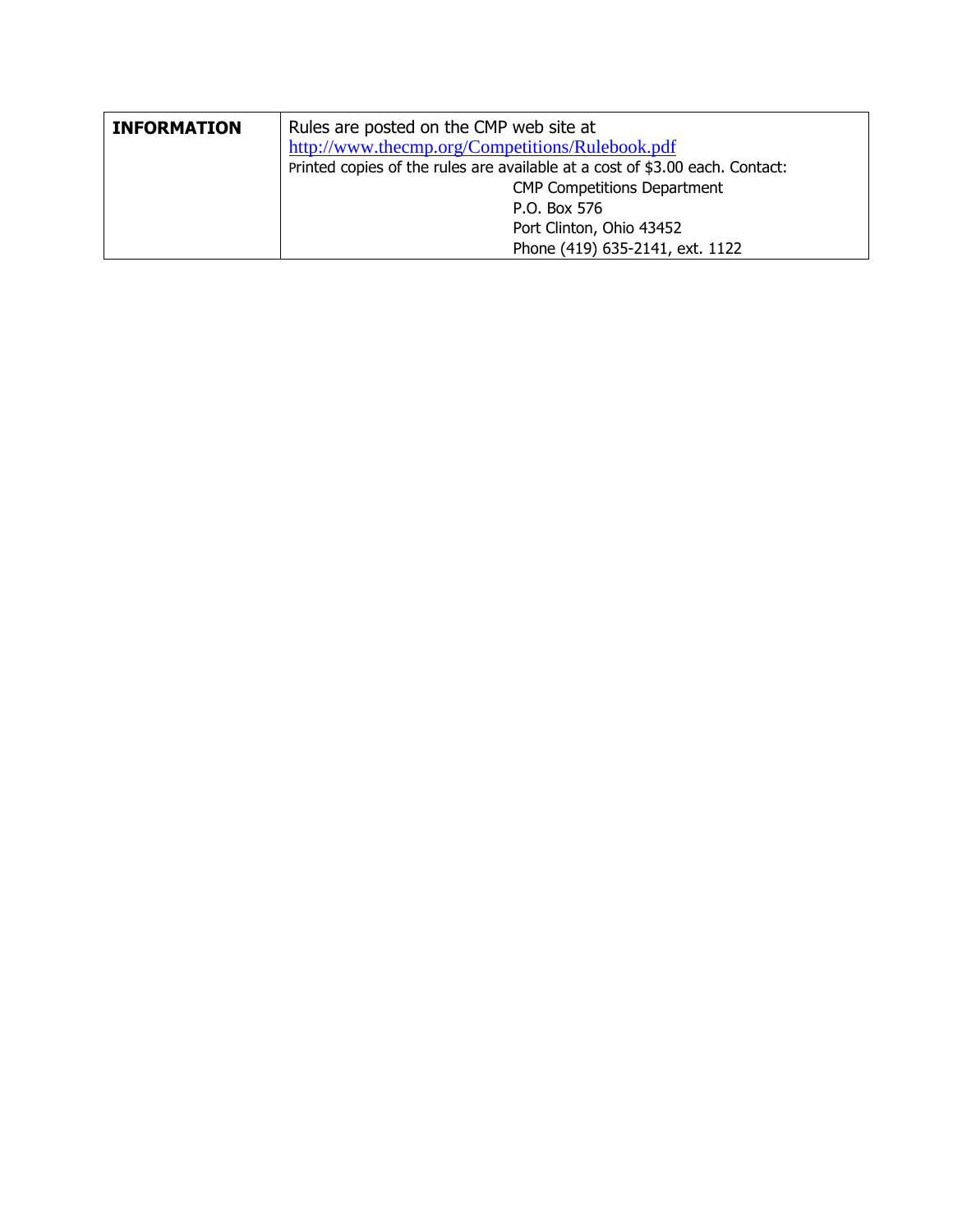| | |
|---|---|
| **INFORMATION** | Rules are posted on the CMP web site at http://www.thecmp.org/Competitions/Rulebook.pdf<br>Printed copies of the rules are available at a cost of $3.00 each. Contact:<br>CMP Competitions Department<br>P.O. Box 576<br>Port Clinton, Ohio 43452<br>Phone (419) 635-2141, ext. 1122 |